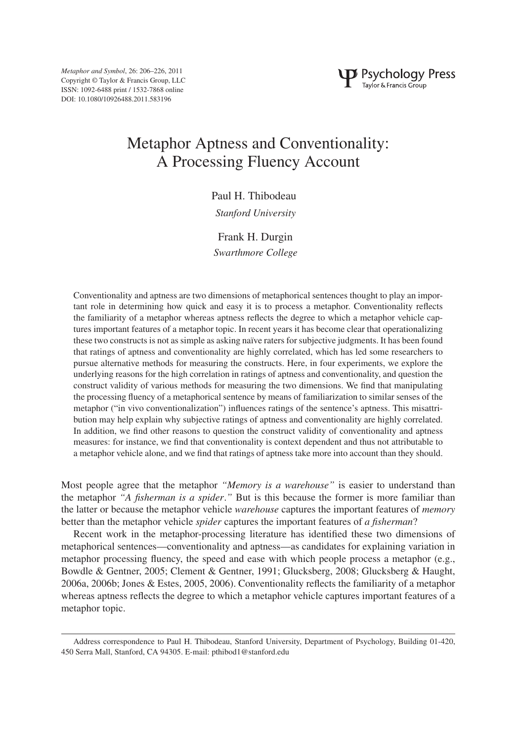# Metaphor Aptness and Conventionality: A Processing Fluency Account

Paul H. Thibodeau
*Stanford University*

Frank H. Durgin
*Swarthmore College*

Conventionality and aptness are two dimensions of metaphorical sentences thought to play an important role in determining how quick and easy it is to process a metaphor. Conventionality reflects the familiarity of a metaphor whereas aptness reflects the degree to which a metaphor vehicle captures important features of a metaphor topic. In recent years it has become clear that operationalizing these two constructs is not as simple as asking naïve raters for subjective judgments. It has been found that ratings of aptness and conventionality are highly correlated, which has led some researchers to pursue alternative methods for measuring the constructs. Here, in four experiments, we explore the underlying reasons for the high correlation in ratings of aptness and conventionality, and question the construct validity of various methods for measuring the two dimensions. We find that manipulating the processing fluency of a metaphorical sentence by means of familiarization to similar senses of the metaphor ("in vivo conventionalization") influences ratings of the sentence's aptness. This misattribution may help explain why subjective ratings of aptness and conventionality are highly correlated. In addition, we find other reasons to question the construct validity of conventionality and aptness measures: for instance, we find that conventionality is context dependent and thus not attributable to a metaphor vehicle alone, and we find that ratings of aptness take more into account than they should.

Most people agree that the metaphor *"Memory is a warehouse"* is easier to understand than the metaphor *"A fisherman is a spider."* But is this because the former is more familiar than the latter or because the metaphor vehicle *warehouse* captures the important features of *memory* better than the metaphor vehicle *spider* captures the important features of *a fisherman*?

Recent work in the metaphor-processing literature has identified these two dimensions of metaphorical sentences—conventionality and aptness—as candidates for explaining variation in metaphor processing fluency, the speed and ease with which people process a metaphor (e.g., Bowdle & Gentner, 2005; Clement & Gentner, 1991; Glucksberg, 2008; Glucksberg & Haught, 2006a, 2006b; Jones & Estes, 2005, 2006). Conventionality reflects the familiarity of a metaphor whereas aptness reflects the degree to which a metaphor vehicle captures important features of a metaphor topic.

Address correspondence to Paul H. Thibodeau, Stanford University, Department of Psychology, Building 01-420, 450 Serra Mall, Stanford, CA 94305. E-mail: pthibod1@stanford.edu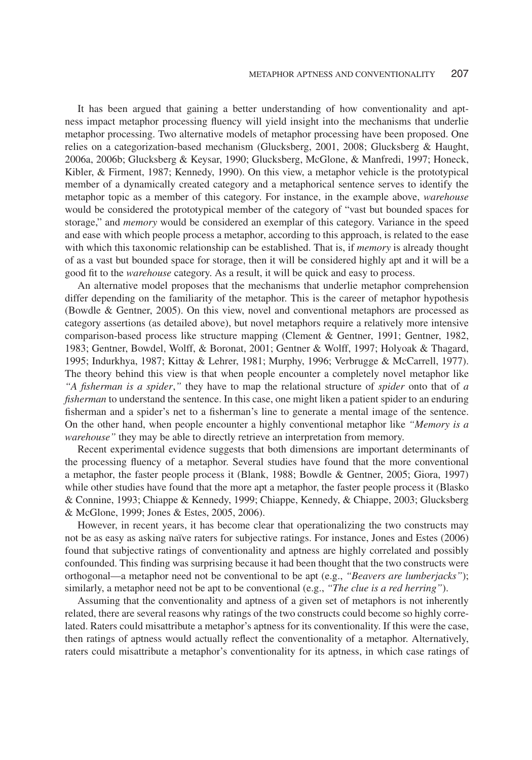It has been argued that gaining a better understanding of how conventionality and aptness impact metaphor processing fluency will yield insight into the mechanisms that underlie metaphor processing. Two alternative models of metaphor processing have been proposed. One relies on a categorization-based mechanism (Glucksberg, 2001, 2008; Glucksberg & Haught, 2006a, 2006b; Glucksberg & Keysar, 1990; Glucksberg, McGlone, & Manfredi, 1997; Honeck, Kibler, & Firment, 1987; Kennedy, 1990). On this view, a metaphor vehicle is the prototypical member of a dynamically created category and a metaphorical sentence serves to identify the metaphor topic as a member of this category. For instance, in the example above, *warehouse* would be considered the prototypical member of the category of "vast but bounded spaces for storage," and *memory* would be considered an exemplar of this category. Variance in the speed and ease with which people process a metaphor, according to this approach, is related to the ease with which this taxonomic relationship can be established. That is, if *memory* is already thought of as a vast but bounded space for storage, then it will be considered highly apt and it will be a good fit to the *warehouse* category. As a result, it will be quick and easy to process.

An alternative model proposes that the mechanisms that underlie metaphor comprehension differ depending on the familiarity of the metaphor. This is the career of metaphor hypothesis (Bowdle & Gentner, 2005). On this view, novel and conventional metaphors are processed as category assertions (as detailed above), but novel metaphors require a relatively more intensive comparison-based process like structure mapping (Clement & Gentner, 1991; Gentner, 1982, 1983; Gentner, Bowdel, Wolff, & Boronat, 2001; Gentner & Wolff, 1997; Holyoak & Thagard, 1995; Indurkhya, 1987; Kittay & Lehrer, 1981; Murphy, 1996; Verbrugge & McCarrell, 1977). The theory behind this view is that when people encounter a completely novel metaphor like *"A fisherman is a spider,"* they have to map the relational structure of *spider* onto that of *a fisherman* to understand the sentence. In this case, one might liken a patient spider to an enduring fisherman and a spider's net to a fisherman's line to generate a mental image of the sentence. On the other hand, when people encounter a highly conventional metaphor like *"Memory is a warehouse"* they may be able to directly retrieve an interpretation from memory.

Recent experimental evidence suggests that both dimensions are important determinants of the processing fluency of a metaphor. Several studies have found that the more conventional a metaphor, the faster people process it (Blank, 1988; Bowdle & Gentner, 2005; Giora, 1997) while other studies have found that the more apt a metaphor, the faster people process it (Blasko & Connine, 1993; Chiappe & Kennedy, 1999; Chiappe, Kennedy, & Chiappe, 2003; Glucksberg & McGlone, 1999; Jones & Estes, 2005, 2006).

However, in recent years, it has become clear that operationalizing the two constructs may not be as easy as asking naïve raters for subjective ratings. For instance, Jones and Estes (2006) found that subjective ratings of conventionality and aptness are highly correlated and possibly confounded. This finding was surprising because it had been thought that the two constructs were orthogonal—a metaphor need not be conventional to be apt (e.g., *"Beavers are lumberjacks"*); similarly, a metaphor need not be apt to be conventional (e.g., *"The clue is a red herring"*).

Assuming that the conventionality and aptness of a given set of metaphors is not inherently related, there are several reasons why ratings of the two constructs could become so highly correlated. Raters could misattribute a metaphor's aptness for its conventionality. If this were the case, then ratings of aptness would actually reflect the conventionality of a metaphor. Alternatively, raters could misattribute a metaphor's conventionality for its aptness, in which case ratings of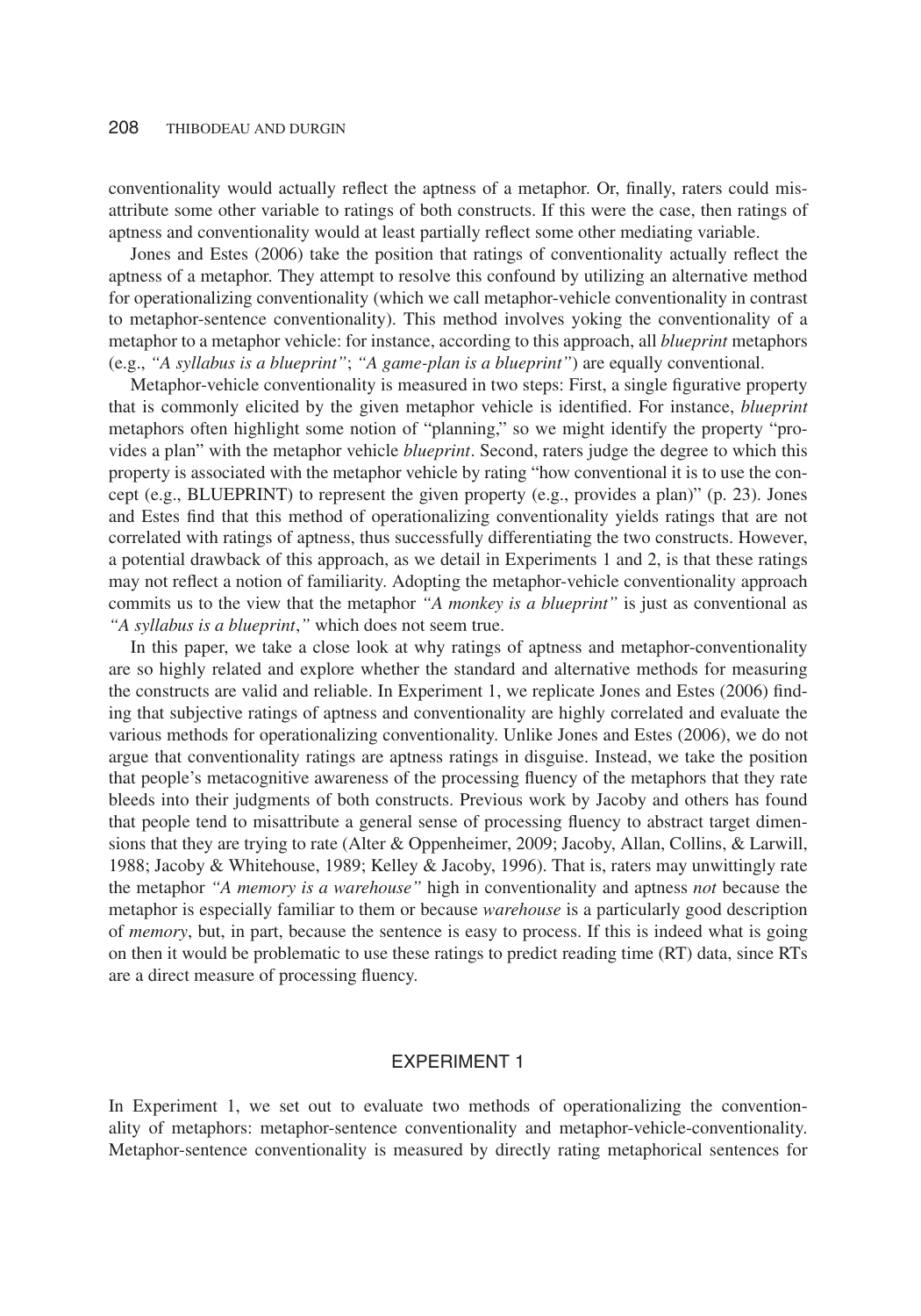conventionality would actually reflect the aptness of a metaphor. Or, finally, raters could misattribute some other variable to ratings of both constructs. If this were the case, then ratings of aptness and conventionality would at least partially reflect some other mediating variable.

Jones and Estes (2006) take the position that ratings of conventionality actually reflect the aptness of a metaphor. They attempt to resolve this confound by utilizing an alternative method for operationalizing conventionality (which we call metaphor-vehicle conventionality in contrast to metaphor-sentence conventionality). This method involves yoking the conventionality of a metaphor to a metaphor vehicle: for instance, according to this approach, all *blueprint* metaphors (e.g., *"A syllabus is a blueprint"*; *"A game-plan is a blueprint"*) are equally conventional.

Metaphor-vehicle conventionality is measured in two steps: First, a single figurative property that is commonly elicited by the given metaphor vehicle is identified. For instance, *blueprint* metaphors often highlight some notion of "planning," so we might identify the property "provides a plan" with the metaphor vehicle *blueprint*. Second, raters judge the degree to which this property is associated with the metaphor vehicle by rating "how conventional it is to use the concept (e.g., BLUEPRINT) to represent the given property (e.g., provides a plan)" (p. 23). Jones and Estes find that this method of operationalizing conventionality yields ratings that are not correlated with ratings of aptness, thus successfully differentiating the two constructs. However, a potential drawback of this approach, as we detail in Experiments 1 and 2, is that these ratings may not reflect a notion of familiarity. Adopting the metaphor-vehicle conventionality approach commits us to the view that the metaphor *"A monkey is a blueprint"* is just as conventional as *"A syllabus is a blueprint,"* which does not seem true.

In this paper, we take a close look at why ratings of aptness and metaphor-conventionality are so highly related and explore whether the standard and alternative methods for measuring the constructs are valid and reliable. In Experiment 1, we replicate Jones and Estes (2006) finding that subjective ratings of aptness and conventionality are highly correlated and evaluate the various methods for operationalizing conventionality. Unlike Jones and Estes (2006), we do not argue that conventionality ratings are aptness ratings in disguise. Instead, we take the position that people's metacognitive awareness of the processing fluency of the metaphors that they rate bleeds into their judgments of both constructs. Previous work by Jacoby and others has found that people tend to misattribute a general sense of processing fluency to abstract target dimensions that they are trying to rate (Alter & Oppenheimer, 2009; Jacoby, Allan, Collins, & Larwill, 1988; Jacoby & Whitehouse, 1989; Kelley & Jacoby, 1996). That is, raters may unwittingly rate the metaphor *"A memory is a warehouse"* high in conventionality and aptness *not* because the metaphor is especially familiar to them or because *warehouse* is a particularly good description of *memory*, but, in part, because the sentence is easy to process. If this is indeed what is going on then it would be problematic to use these ratings to predict reading time (RT) data, since RTs are a direct measure of processing fluency.

## EXPERIMENT 1

In Experiment 1, we set out to evaluate two methods of operationalizing the conventionality of metaphors: metaphor-sentence conventionality and metaphor-vehicle-conventionality. Metaphor-sentence conventionality is measured by directly rating metaphorical sentences for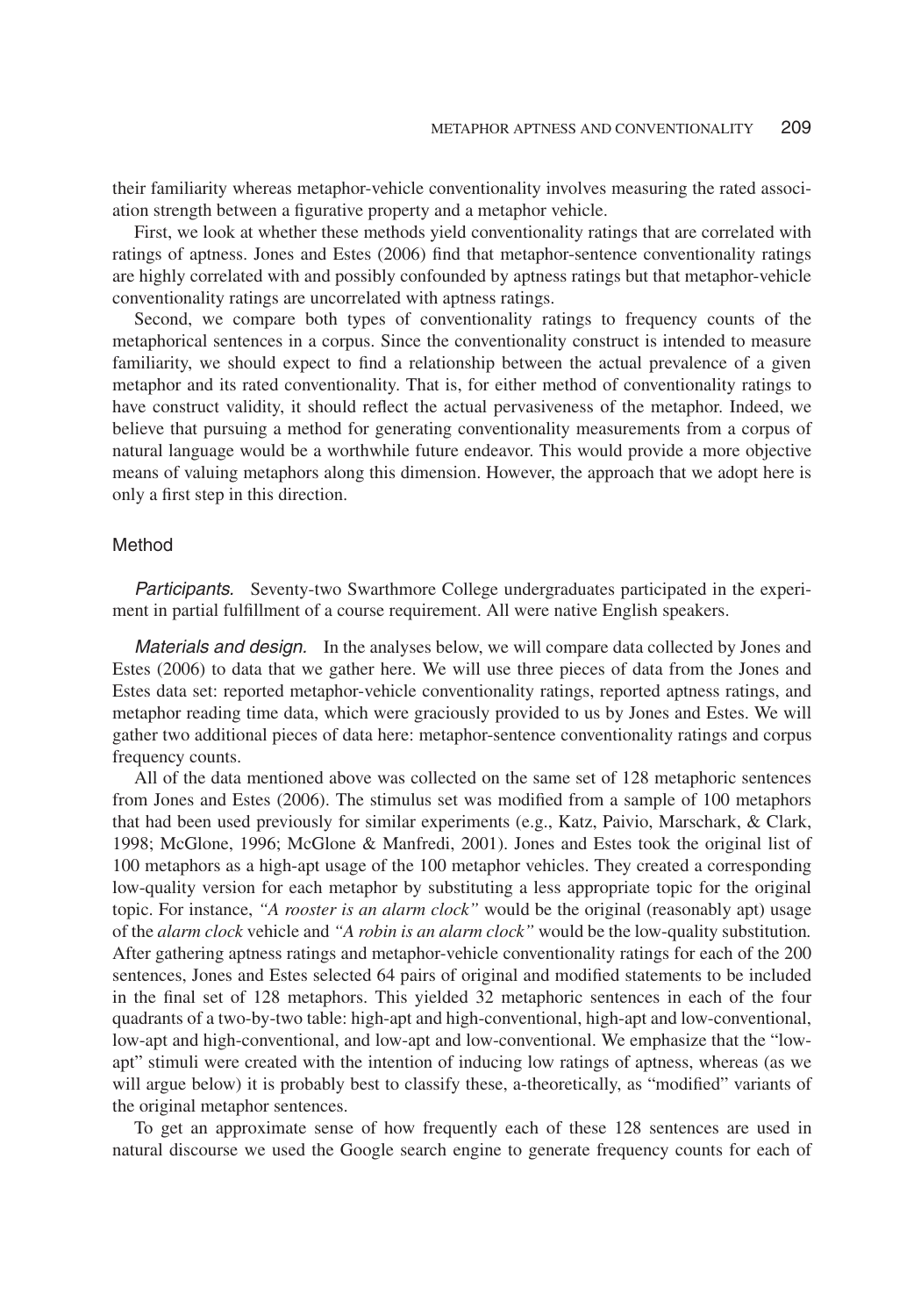their familiarity whereas metaphor-vehicle conventionality involves measuring the rated association strength between a figurative property and a metaphor vehicle.

First, we look at whether these methods yield conventionality ratings that are correlated with ratings of aptness. Jones and Estes (2006) find that metaphor-sentence conventionality ratings are highly correlated with and possibly confounded by aptness ratings but that metaphor-vehicle conventionality ratings are uncorrelated with aptness ratings.

Second, we compare both types of conventionality ratings to frequency counts of the metaphorical sentences in a corpus. Since the conventionality construct is intended to measure familiarity, we should expect to find a relationship between the actual prevalence of a given metaphor and its rated conventionality. That is, for either method of conventionality ratings to have construct validity, it should reflect the actual pervasiveness of the metaphor. Indeed, we believe that pursuing a method for generating conventionality measurements from a corpus of natural language would be a worthwhile future endeavor. This would provide a more objective means of valuing metaphors along this dimension. However, the approach that we adopt here is only a first step in this direction.

## Method

*Participants.* Seventy-two Swarthmore College undergraduates participated in the experiment in partial fulfillment of a course requirement. All were native English speakers.

*Materials and design.* In the analyses below, we will compare data collected by Jones and Estes (2006) to data that we gather here. We will use three pieces of data from the Jones and Estes data set: reported metaphor-vehicle conventionality ratings, reported aptness ratings, and metaphor reading time data, which were graciously provided to us by Jones and Estes. We will gather two additional pieces of data here: metaphor-sentence conventionality ratings and corpus frequency counts.

All of the data mentioned above was collected on the same set of 128 metaphoric sentences from Jones and Estes (2006). The stimulus set was modified from a sample of 100 metaphors that had been used previously for similar experiments (e.g., Katz, Paivio, Marschark, & Clark, 1998; McGlone, 1996; McGlone & Manfredi, 2001). Jones and Estes took the original list of 100 metaphors as a high-apt usage of the 100 metaphor vehicles. They created a corresponding low-quality version for each metaphor by substituting a less appropriate topic for the original topic. For instance, *"A rooster is an alarm clock"* would be the original (reasonably apt) usage of the *alarm clock* vehicle and *"A robin is an alarm clock"* would be the low-quality substitution. After gathering aptness ratings and metaphor-vehicle conventionality ratings for each of the 200 sentences, Jones and Estes selected 64 pairs of original and modified statements to be included in the final set of 128 metaphors. This yielded 32 metaphoric sentences in each of the four quadrants of a two-by-two table: high-apt and high-conventional, high-apt and low-conventional, low-apt and high-conventional, and low-apt and low-conventional. We emphasize that the "low-apt" stimuli were created with the intention of inducing low ratings of aptness, whereas (as we will argue below) it is probably best to classify these, a-theoretically, as "modified" variants of the original metaphor sentences.

To get an approximate sense of how frequently each of these 128 sentences are used in natural discourse we used the Google search engine to generate frequency counts for each of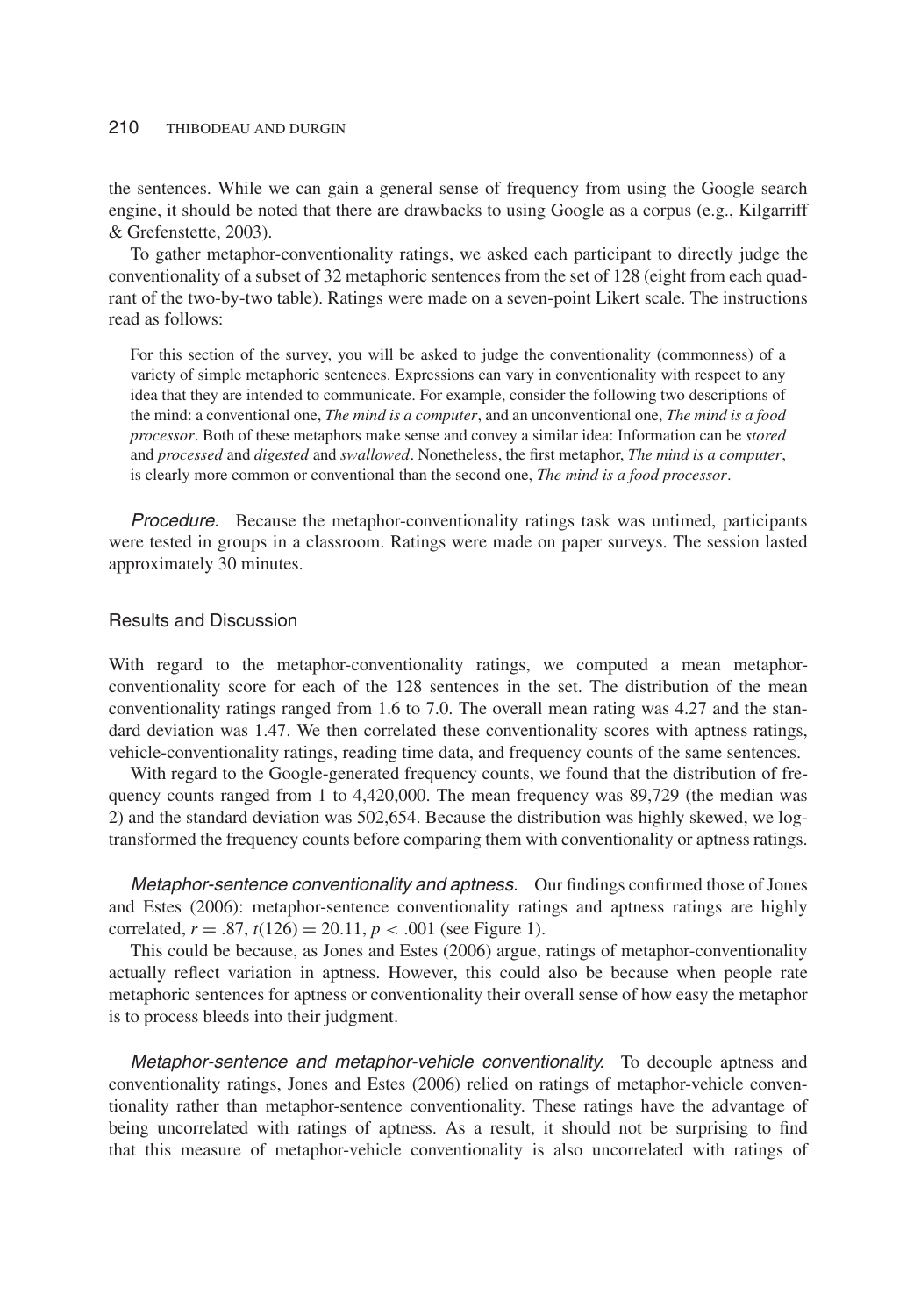the sentences. While we can gain a general sense of frequency from using the Google search engine, it should be noted that there are drawbacks to using Google as a corpus (e.g., Kilgarriff & Grefenstette, 2003).

To gather metaphor-conventionality ratings, we asked each participant to directly judge the conventionality of a subset of 32 metaphoric sentences from the set of 128 (eight from each quadrant of the two-by-two table). Ratings were made on a seven-point Likert scale. The instructions read as follows:

> For this section of the survey, you will be asked to judge the conventionality (commonness) of a variety of simple metaphoric sentences. Expressions can vary in conventionality with respect to any idea that they are intended to communicate. For example, consider the following two descriptions of the mind: a conventional one, *The mind is a computer*, and an unconventional one, *The mind is a food processor*. Both of these metaphors make sense and convey a similar idea: Information can be *stored* and *processed* and *digested* and *swallowed*. Nonetheless, the first metaphor, *The mind is a computer*, is clearly more common or conventional than the second one, *The mind is a food processor*.

*Procedure.* Because the metaphor-conventionality ratings task was untimed, participants were tested in groups in a classroom. Ratings were made on paper surveys. The session lasted approximately 30 minutes.

## Results and Discussion

With regard to the metaphor-conventionality ratings, we computed a mean metaphor-conventionality score for each of the 128 sentences in the set. The distribution of the mean conventionality ratings ranged from 1.6 to 7.0. The overall mean rating was 4.27 and the standard deviation was 1.47. We then correlated these conventionality scores with aptness ratings, vehicle-conventionality ratings, reading time data, and frequency counts of the same sentences.

With regard to the Google-generated frequency counts, we found that the distribution of frequency counts ranged from 1 to 4,420,000. The mean frequency was 89,729 (the median was 2) and the standard deviation was 502,654. Because the distribution was highly skewed, we log-transformed the frequency counts before comparing them with conventionality or aptness ratings.

*Metaphor-sentence conventionality and aptness.* Our findings confirmed those of Jones and Estes (2006): metaphor-sentence conventionality ratings and aptness ratings are highly correlated, $r = .87$, $t(126) = 20.11$, $p < .001$ (see Figure 1).

This could be because, as Jones and Estes (2006) argue, ratings of metaphor-conventionality actually reflect variation in aptness. However, this could also be because when people rate metaphoric sentences for aptness or conventionality their overall sense of how easy the metaphor is to process bleeds into their judgment.

*Metaphor-sentence and metaphor-vehicle conventionality.* To decouple aptness and conventionality ratings, Jones and Estes (2006) relied on ratings of metaphor-vehicle conventionality rather than metaphor-sentence conventionality. These ratings have the advantage of being uncorrelated with ratings of aptness. As a result, it should not be surprising to find that this measure of metaphor-vehicle conventionality is also uncorrelated with ratings of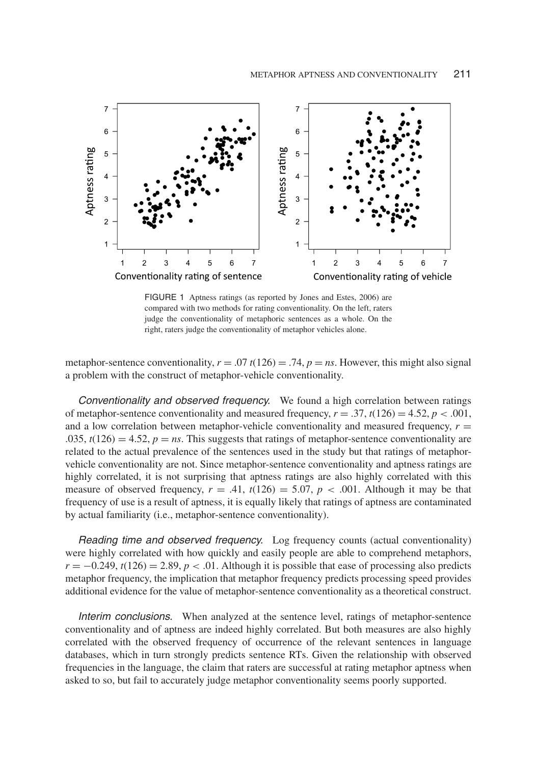FIGURE 1 Aptness ratings (as reported by Jones and Estes, 2006) are compared with two methods for rating conventionality. On the left, raters judge the conventionality of metaphoric sentences as a whole. On the right, raters judge the conventionality of metaphor vehicles alone.

metaphor-sentence conventionality, $r = .07$ $t(126) = .74$, $p = ns$. However, this might also signal a problem with the construct of metaphor-vehicle conventionality.

*Conventionality and observed frequency.* We found a high correlation between ratings of metaphor-sentence conventionality and measured frequency, $r = .37$, $t(126) = 4.52$, $p < .001$, and a low correlation between metaphor-vehicle conventionality and measured frequency, $r = .035$, $t(126) = 4.52$, $p = ns$. This suggests that ratings of metaphor-sentence conventionality are related to the actual prevalence of the sentences used in the study but that ratings of metaphor-vehicle conventionality are not. Since metaphor-sentence conventionality and aptness ratings are highly correlated, it is not surprising that aptness ratings are also highly correlated with this measure of observed frequency, $r = .41$, $t(126) = 5.07$, $p < .001$. Although it may be that frequency of use is a result of aptness, it is equally likely that ratings of aptness are contaminated by actual familiarity (i.e., metaphor-sentence conventionality).

*Reading time and observed frequency.* Log frequency counts (actual conventionality) were highly correlated with how quickly and easily people are able to comprehend metaphors, $r = -0.249$, $t(126) = 2.89$, $p < .01$. Although it is possible that ease of processing also predicts metaphor frequency, the implication that metaphor frequency predicts processing speed provides additional evidence for the value of metaphor-sentence conventionality as a theoretical construct.

*Interim conclusions.* When analyzed at the sentence level, ratings of metaphor-sentence conventionality and of aptness are indeed highly correlated. But both measures are also highly correlated with the observed frequency of occurrence of the relevant sentences in language databases, which in turn strongly predicts sentence RTs. Given the relationship with observed frequencies in the language, the claim that raters are successful at rating metaphor aptness when asked to so, but fail to accurately judge metaphor conventionality seems poorly supported.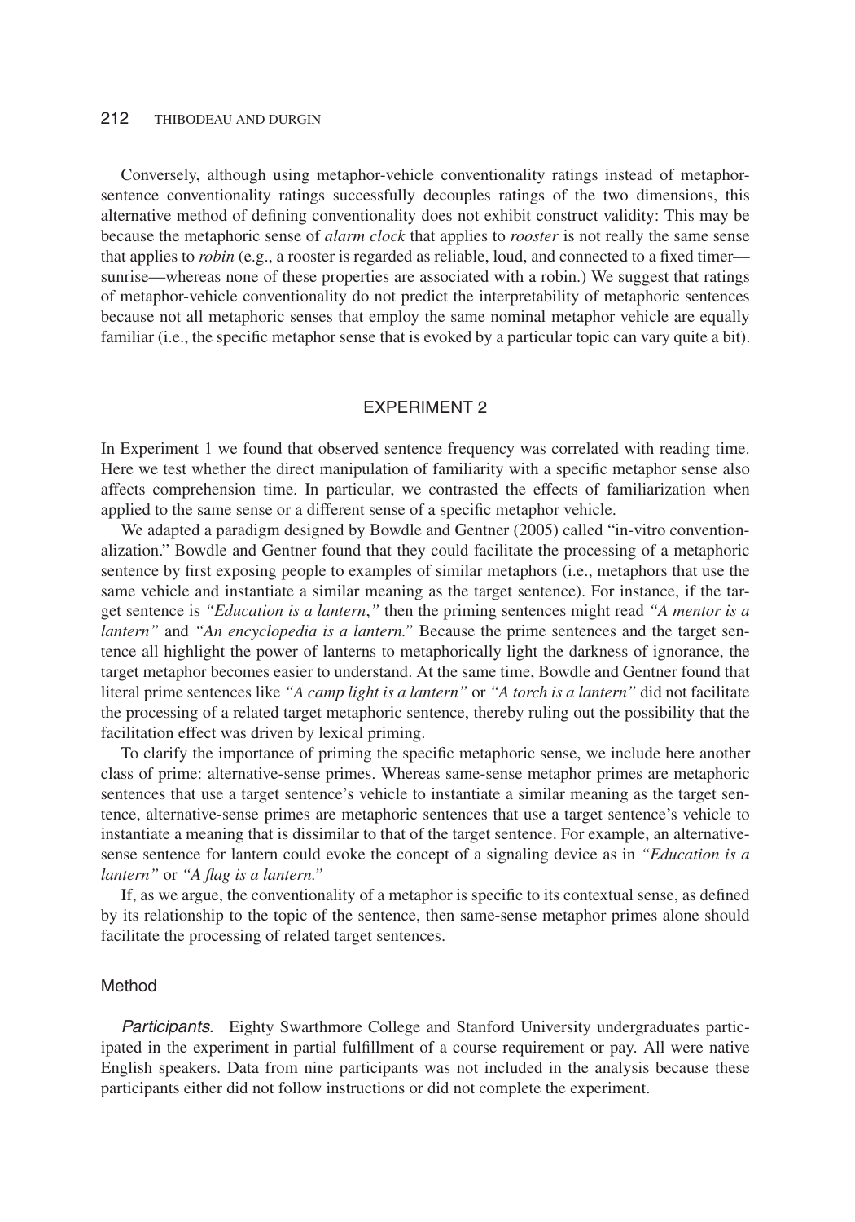Conversely, although using metaphor-vehicle conventionality ratings instead of metaphor-sentence conventionality ratings successfully decouples ratings of the two dimensions, this alternative method of defining conventionality does not exhibit construct validity: This may be because the metaphoric sense of *alarm clock* that applies to *rooster* is not really the same sense that applies to *robin* (e.g., a rooster is regarded as reliable, loud, and connected to a fixed timer—sunrise—whereas none of these properties are associated with a robin.) We suggest that ratings of metaphor-vehicle conventionality do not predict the interpretability of metaphoric sentences because not all metaphoric senses that employ the same nominal metaphor vehicle are equally familiar (i.e., the specific metaphor sense that is evoked by a particular topic can vary quite a bit).

## EXPERIMENT 2

In Experiment 1 we found that observed sentence frequency was correlated with reading time. Here we test whether the direct manipulation of familiarity with a specific metaphor sense also affects comprehension time. In particular, we contrasted the effects of familiarization when applied to the same sense or a different sense of a specific metaphor vehicle.

We adapted a paradigm designed by Bowdle and Gentner (2005) called "in-vitro conventionalization." Bowdle and Gentner found that they could facilitate the processing of a metaphoric sentence by first exposing people to examples of similar metaphors (i.e., metaphors that use the same vehicle and instantiate a similar meaning as the target sentence). For instance, if the target sentence is *"Education is a lantern,"* then the priming sentences might read *"A mentor is a lantern"* and *"An encyclopedia is a lantern."* Because the prime sentences and the target sentence all highlight the power of lanterns to metaphorically light the darkness of ignorance, the target metaphor becomes easier to understand. At the same time, Bowdle and Gentner found that literal prime sentences like *"A camp light is a lantern"* or *"A torch is a lantern"* did not facilitate the processing of a related target metaphoric sentence, thereby ruling out the possibility that the facilitation effect was driven by lexical priming.

To clarify the importance of priming the specific metaphoric sense, we include here another class of prime: alternative-sense primes. Whereas same-sense metaphor primes are metaphoric sentences that use a target sentence's vehicle to instantiate a similar meaning as the target sentence, alternative-sense primes are metaphoric sentences that use a target sentence's vehicle to instantiate a meaning that is dissimilar to that of the target sentence. For example, an alternative-sense sentence for lantern could evoke the concept of a signaling device as in *"Education is a lantern"* or *"A flag is a lantern."*

If, as we argue, the conventionality of a metaphor is specific to its contextual sense, as defined by its relationship to the topic of the sentence, then same-sense metaphor primes alone should facilitate the processing of related target sentences.

### Method

*Participants.* Eighty Swarthmore College and Stanford University undergraduates participated in the experiment in partial fulfillment of a course requirement or pay. All were native English speakers. Data from nine participants was not included in the analysis because these participants either did not follow instructions or did not complete the experiment.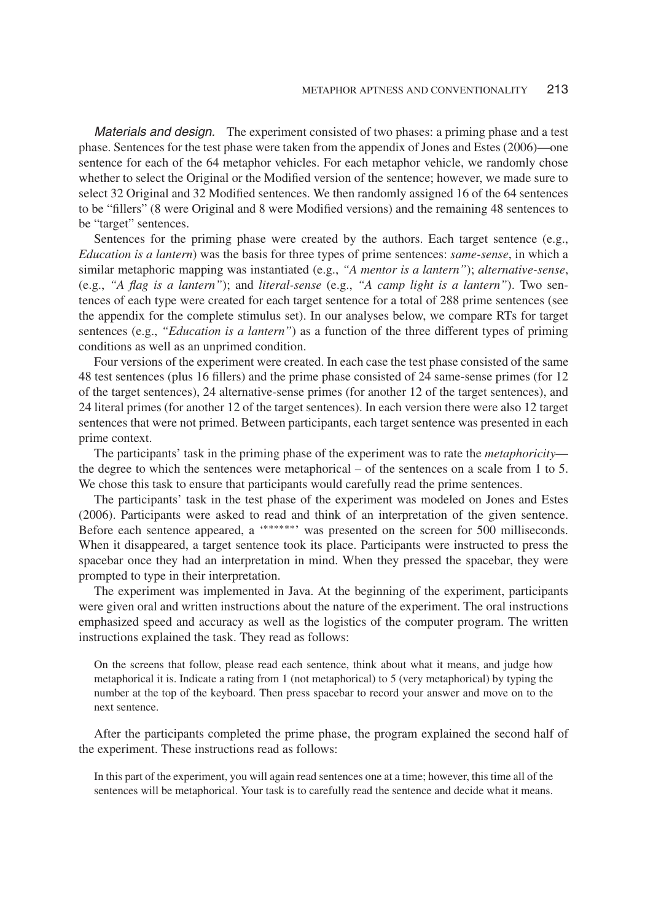*Materials and design.* The experiment consisted of two phases: a priming phase and a test phase. Sentences for the test phase were taken from the appendix of Jones and Estes (2006)—one sentence for each of the 64 metaphor vehicles. For each metaphor vehicle, we randomly chose whether to select the Original or the Modified version of the sentence; however, we made sure to select 32 Original and 32 Modified sentences. We then randomly assigned 16 of the 64 sentences to be "fillers" (8 were Original and 8 were Modified versions) and the remaining 48 sentences to be "target" sentences.

Sentences for the priming phase were created by the authors. Each target sentence (e.g., *Education is a lantern*) was the basis for three types of prime sentences: *same-sense*, in which a similar metaphoric mapping was instantiated (e.g., *"A mentor is a lantern"*); *alternative-sense*, (e.g., *"A flag is a lantern"*); and *literal-sense* (e.g., *"A camp light is a lantern"*). Two sentences of each type were created for each target sentence for a total of 288 prime sentences (see the appendix for the complete stimulus set). In our analyses below, we compare RTs for target sentences (e.g., *"Education is a lantern"*) as a function of the three different types of priming conditions as well as an unprimed condition.

Four versions of the experiment were created. In each case the test phase consisted of the same 48 test sentences (plus 16 fillers) and the prime phase consisted of 24 same-sense primes (for 12 of the target sentences), 24 alternative-sense primes (for another 12 of the target sentences), and 24 literal primes (for another 12 of the target sentences). In each version there were also 12 target sentences that were not primed. Between participants, each target sentence was presented in each prime context.

The participants' task in the priming phase of the experiment was to rate the *metaphoricity*—the degree to which the sentences were metaphorical – of the sentences on a scale from 1 to 5. We chose this task to ensure that participants would carefully read the prime sentences.

The participants' task in the test phase of the experiment was modeled on Jones and Estes (2006). Participants were asked to read and think of an interpretation of the given sentence. Before each sentence appeared, a '******' was presented on the screen for 500 milliseconds. When it disappeared, a target sentence took its place. Participants were instructed to press the spacebar once they had an interpretation in mind. When they pressed the spacebar, they were prompted to type in their interpretation.

The experiment was implemented in Java. At the beginning of the experiment, participants were given oral and written instructions about the nature of the experiment. The oral instructions emphasized speed and accuracy as well as the logistics of the computer program. The written instructions explained the task. They read as follows:

> On the screens that follow, please read each sentence, think about what it means, and judge how metaphorical it is. Indicate a rating from 1 (not metaphorical) to 5 (very metaphorical) by typing the number at the top of the keyboard. Then press spacebar to record your answer and move on to the next sentence.

After the participants completed the prime phase, the program explained the second half of the experiment. These instructions read as follows:

> In this part of the experiment, you will again read sentences one at a time; however, this time all of the sentences will be metaphorical. Your task is to carefully read the sentence and decide what it means.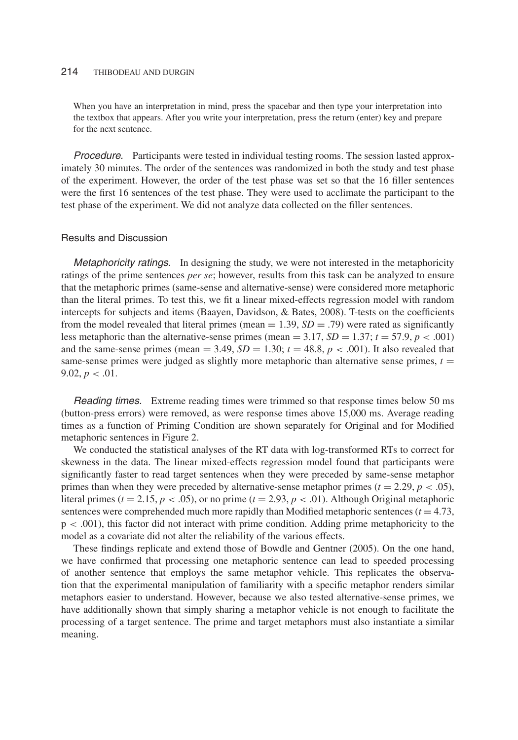When you have an interpretation in mind, press the spacebar and then type your interpretation into the textbox that appears. After you write your interpretation, press the return (enter) key and prepare for the next sentence.

*Procedure.* Participants were tested in individual testing rooms. The session lasted approximately 30 minutes. The order of the sentences was randomized in both the study and test phase of the experiment. However, the order of the test phase was set so that the 16 filler sentences were the first 16 sentences of the test phase. They were used to acclimate the participant to the test phase of the experiment. We did not analyze data collected on the filler sentences.

## Results and Discussion

*Metaphoricity ratings.* In designing the study, we were not interested in the metaphoricity ratings of the prime sentences *per se*; however, results from this task can be analyzed to ensure that the metaphoric primes (same-sense and alternative-sense) were considered more metaphoric than the literal primes. To test this, we fit a linear mixed-effects regression model with random intercepts for subjects and items (Baayen, Davidson, & Bates, 2008). T-tests on the coefficients from the model revealed that literal primes (mean $= 1.39$, $SD = .79$) were rated as significantly less metaphoric than the alternative-sense primes (mean $= 3.17$, $SD = 1.37$; $t = 57.9$, $p < .001$) and the same-sense primes (mean $= 3.49$, $SD = 1.30$; $t = 48.8$, $p < .001$). It also revealed that same-sense primes were judged as slightly more metaphoric than alternative sense primes, $t = 9.02$, $p < .01$.

*Reading times.* Extreme reading times were trimmed so that response times below 50 ms (button-press errors) were removed, as were response times above 15,000 ms. Average reading times as a function of Priming Condition are shown separately for Original and for Modified metaphoric sentences in Figure 2.

We conducted the statistical analyses of the RT data with log-transformed RTs to correct for skewness in the data. The linear mixed-effects regression model found that participants were significantly faster to read target sentences when they were preceded by same-sense metaphor primes than when they were preceded by alternative-sense metaphor primes ($t = 2.29$, $p < .05$), literal primes ($t = 2.15$, $p < .05$), or no prime ($t = 2.93$, $p < .01$). Although Original metaphoric sentences were comprehended much more rapidly than Modified metaphoric sentences ($t = 4.73$, $p < .001$), this factor did not interact with prime condition. Adding prime metaphoricity to the model as a covariate did not alter the reliability of the various effects.

These findings replicate and extend those of Bowdle and Gentner (2005). On the one hand, we have confirmed that processing one metaphoric sentence can lead to speeded processing of another sentence that employs the same metaphor vehicle. This replicates the observation that the experimental manipulation of familiarity with a specific metaphor renders similar metaphors easier to understand. However, because we also tested alternative-sense primes, we have additionally shown that simply sharing a metaphor vehicle is not enough to facilitate the processing of a target sentence. The prime and target metaphors must also instantiate a similar meaning.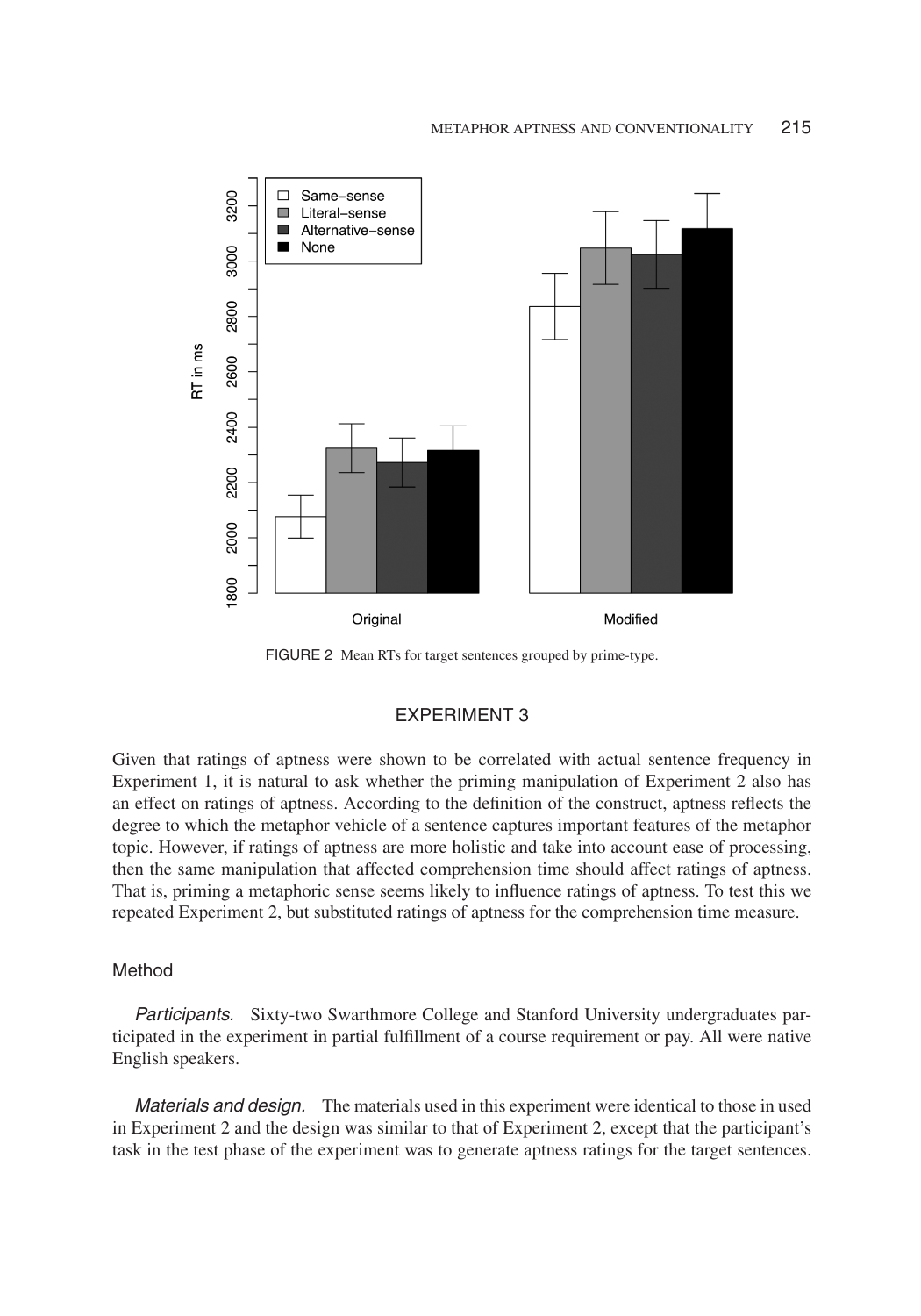FIGURE 2 Mean RTs for target sentences grouped by prime-type.

## EXPERIMENT 3

Given that ratings of aptness were shown to be correlated with actual sentence frequency in Experiment 1, it is natural to ask whether the priming manipulation of Experiment 2 also has an effect on ratings of aptness. According to the definition of the construct, aptness reflects the degree to which the metaphor vehicle of a sentence captures important features of the metaphor topic. However, if ratings of aptness are more holistic and take into account ease of processing, then the same manipulation that affected comprehension time should affect ratings of aptness. That is, priming a metaphoric sense seems likely to influence ratings of aptness. To test this we repeated Experiment 2, but substituted ratings of aptness for the comprehension time measure.

### Method

*Participants.* Sixty-two Swarthmore College and Stanford University undergraduates participated in the experiment in partial fulfillment of a course requirement or pay. All were native English speakers.

*Materials and design.* The materials used in this experiment were identical to those in used in Experiment 2 and the design was similar to that of Experiment 2, except that the participant's task in the test phase of the experiment was to generate aptness ratings for the target sentences.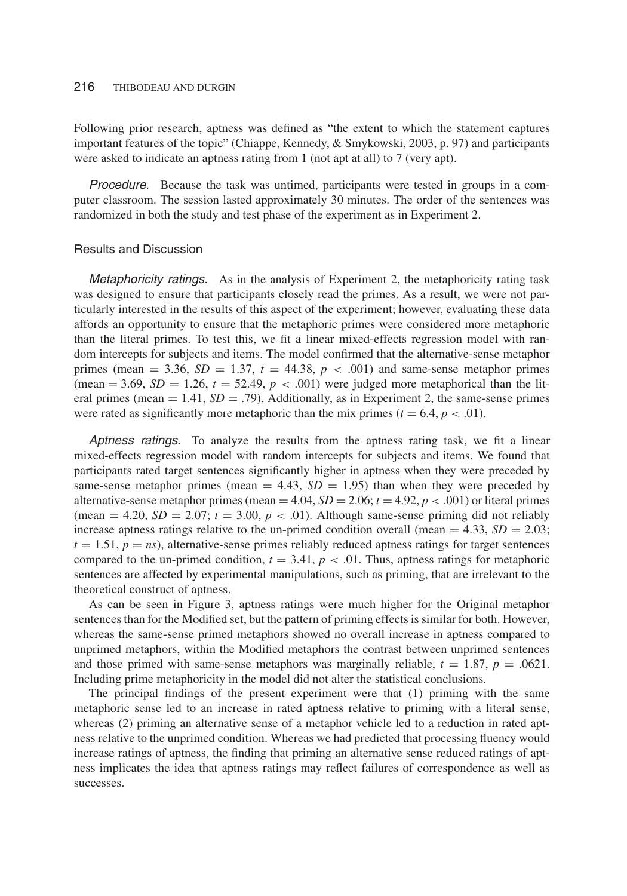Following prior research, aptness was defined as "the extent to which the statement captures important features of the topic" (Chiappe, Kennedy, & Smykowski, 2003, p. 97) and participants were asked to indicate an aptness rating from 1 (not apt at all) to 7 (very apt).

*Procedure.* Because the task was untimed, participants were tested in groups in a computer classroom. The session lasted approximately 30 minutes. The order of the sentences was randomized in both the study and test phase of the experiment as in Experiment 2.

### Results and Discussion

*Metaphoricity ratings.* As in the analysis of Experiment 2, the metaphoricity rating task was designed to ensure that participants closely read the primes. As a result, we were not particularly interested in the results of this aspect of the experiment; however, evaluating these data affords an opportunity to ensure that the metaphoric primes were considered more metaphoric than the literal primes. To test this, we fit a linear mixed-effects regression model with random intercepts for subjects and items. The model confirmed that the alternative-sense metaphor primes (mean $= 3.36$, $SD = 1.37$, $t = 44.38$, $p < .001$) and same-sense metaphor primes (mean $= 3.69$, $SD = 1.26$, $t = 52.49$, $p < .001$) were judged more metaphorical than the literal primes (mean $= 1.41$, $SD = .79$). Additionally, as in Experiment 2, the same-sense primes were rated as significantly more metaphoric than the mix primes ($t = 6.4$, $p < .01$).

*Aptness ratings.* To analyze the results from the aptness rating task, we fit a linear mixed-effects regression model with random intercepts for subjects and items. We found that participants rated target sentences significantly higher in aptness when they were preceded by same-sense metaphor primes (mean $= 4.43$, $SD = 1.95$) than when they were preceded by alternative-sense metaphor primes (mean $= 4.04$, $SD = 2.06$; $t = 4.92$, $p < .001$) or literal primes (mean $= 4.20$, $SD = 2.07$; $t = 3.00$, $p < .01$). Although same-sense priming did not reliably increase aptness ratings relative to the un-primed condition overall (mean $= 4.33$, $SD = 2.03$; $t = 1.51$, $p = ns$), alternative-sense primes reliably reduced aptness ratings for target sentences compared to the un-primed condition, $t = 3.41$, $p < .01$. Thus, aptness ratings for metaphoric sentences are affected by experimental manipulations, such as priming, that are irrelevant to the theoretical construct of aptness.

As can be seen in Figure 3, aptness ratings were much higher for the Original metaphor sentences than for the Modified set, but the pattern of priming effects is similar for both. However, whereas the same-sense primed metaphors showed no overall increase in aptness compared to unprimed metaphors, within the Modified metaphors the contrast between unprimed sentences and those primed with same-sense metaphors was marginally reliable, $t = 1.87$, $p = .0621$. Including prime metaphoricity in the model did not alter the statistical conclusions.

The principal findings of the present experiment were that (1) priming with the same metaphoric sense led to an increase in rated aptness relative to priming with a literal sense, whereas (2) priming an alternative sense of a metaphor vehicle led to a reduction in rated aptness relative to the unprimed condition. Whereas we had predicted that processing fluency would increase ratings of aptness, the finding that priming an alternative sense reduced ratings of aptness implicates the idea that aptness ratings may reflect failures of correspondence as well as successes.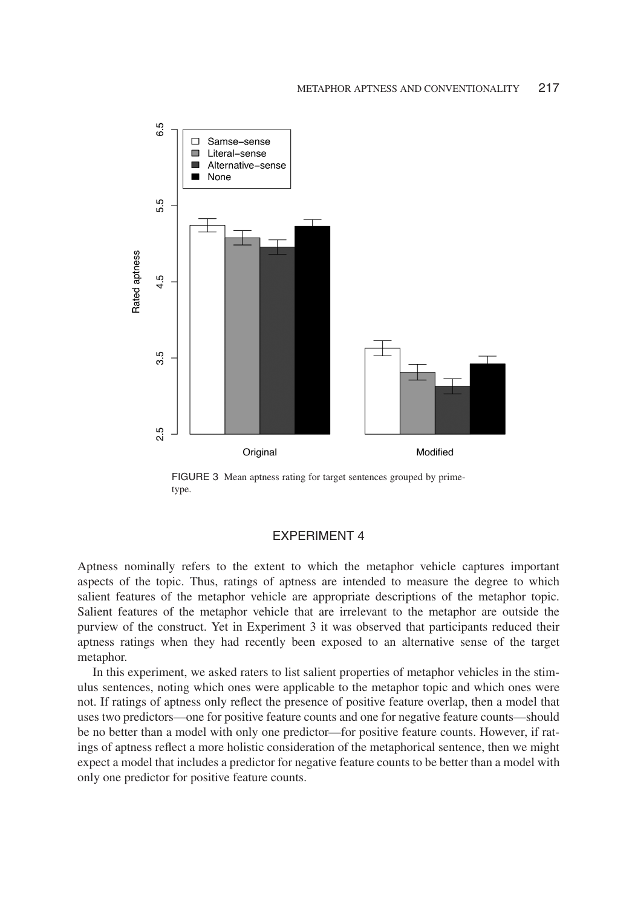FIGURE 3 Mean aptness rating for target sentences grouped by prime-type.

## EXPERIMENT 4

Aptness nominally refers to the extent to which the metaphor vehicle captures important aspects of the topic. Thus, ratings of aptness are intended to measure the degree to which salient features of the metaphor vehicle are appropriate descriptions of the metaphor topic. Salient features of the metaphor vehicle that are irrelevant to the metaphor are outside the purview of the construct. Yet in Experiment 3 it was observed that participants reduced their aptness ratings when they had recently been exposed to an alternative sense of the target metaphor.

In this experiment, we asked raters to list salient properties of metaphor vehicles in the stimulus sentences, noting which ones were applicable to the metaphor topic and which ones were not. If ratings of aptness only reflect the presence of positive feature overlap, then a model that uses two predictors—one for positive feature counts and one for negative feature counts—should be no better than a model with only one predictor—for positive feature counts. However, if ratings of aptness reflect a more holistic consideration of the metaphorical sentence, then we might expect a model that includes a predictor for negative feature counts to be better than a model with only one predictor for positive feature counts.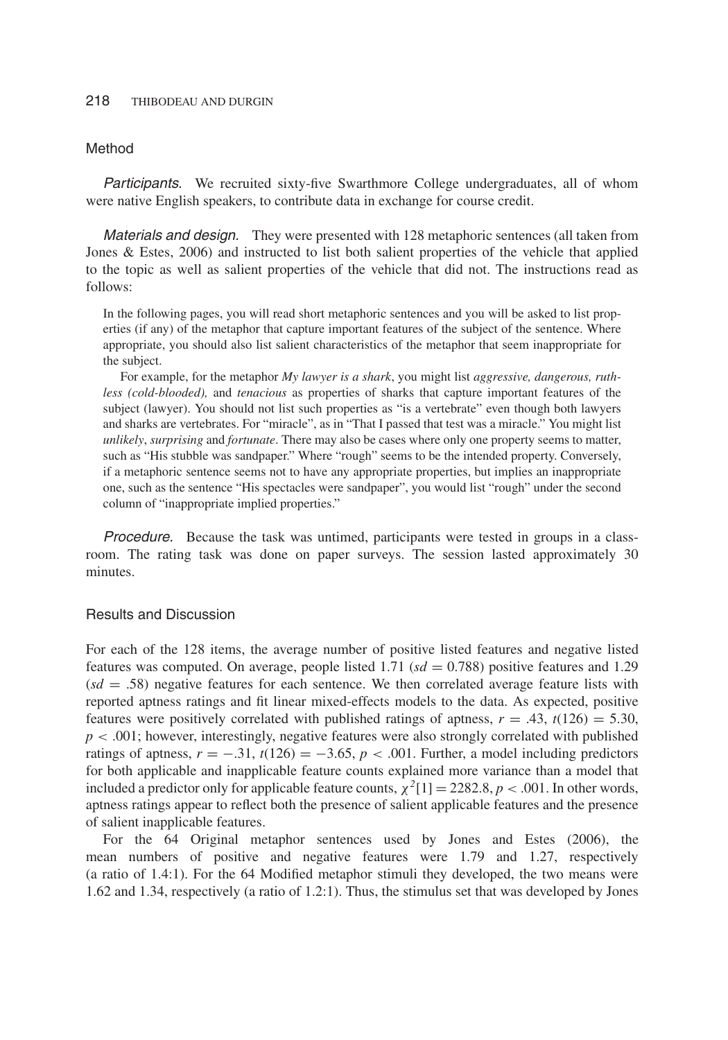## Method

*Participants.* We recruited sixty-five Swarthmore College undergraduates, all of whom were native English speakers, to contribute data in exchange for course credit.

*Materials and design.* They were presented with 128 metaphoric sentences (all taken from Jones & Estes, 2006) and instructed to list both salient properties of the vehicle that applied to the topic as well as salient properties of the vehicle that did not. The instructions read as follows:

> In the following pages, you will read short metaphoric sentences and you will be asked to list properties (if any) of the metaphor that capture important features of the subject of the sentence. Where appropriate, you should also list salient characteristics of the metaphor that seem inappropriate for the subject.
>
> For example, for the metaphor *My lawyer is a shark*, you might list *aggressive, dangerous, ruthless (cold-blooded),* and *tenacious* as properties of sharks that capture important features of the subject (lawyer). You should not list such properties as "is a vertebrate" even though both lawyers and sharks are vertebrates. For "miracle", as in "That I passed that test was a miracle." You might list *unlikely*, *surprising* and *fortunate*. There may also be cases where only one property seems to matter, such as "His stubble was sandpaper." Where "rough" seems to be the intended property. Conversely, if a metaphoric sentence seems not to have any appropriate properties, but implies an inappropriate one, such as the sentence "His spectacles were sandpaper", you would list "rough" under the second column of "inappropriate implied properties."

*Procedure.* Because the task was untimed, participants were tested in groups in a classroom. The rating task was done on paper surveys. The session lasted approximately 30 minutes.

## Results and Discussion

For each of the 128 items, the average number of positive listed features and negative listed features was computed. On average, people listed 1.71 ($sd = 0.788$) positive features and 1.29 ($sd = .58$) negative features for each sentence. We then correlated average feature lists with reported aptness ratings and fit linear mixed-effects models to the data. As expected, positive features were positively correlated with published ratings of aptness, $r = .43$, $t(126) = 5.30$, $p < .001$; however, interestingly, negative features were also strongly correlated with published ratings of aptness, $r = -.31$, $t(126) = -3.65$, $p < .001$. Further, a model including predictors for both applicable and inapplicable feature counts explained more variance than a model that included a predictor only for applicable feature counts, $\chi^2[1] = 2282.8$, $p < .001$. In other words, aptness ratings appear to reflect both the presence of salient applicable features and the presence of salient inapplicable features.

For the 64 Original metaphor sentences used by Jones and Estes (2006), the mean numbers of positive and negative features were 1.79 and 1.27, respectively (a ratio of 1.4:1). For the 64 Modified metaphor stimuli they developed, the two means were 1.62 and 1.34, respectively (a ratio of 1.2:1). Thus, the stimulus set that was developed by Jones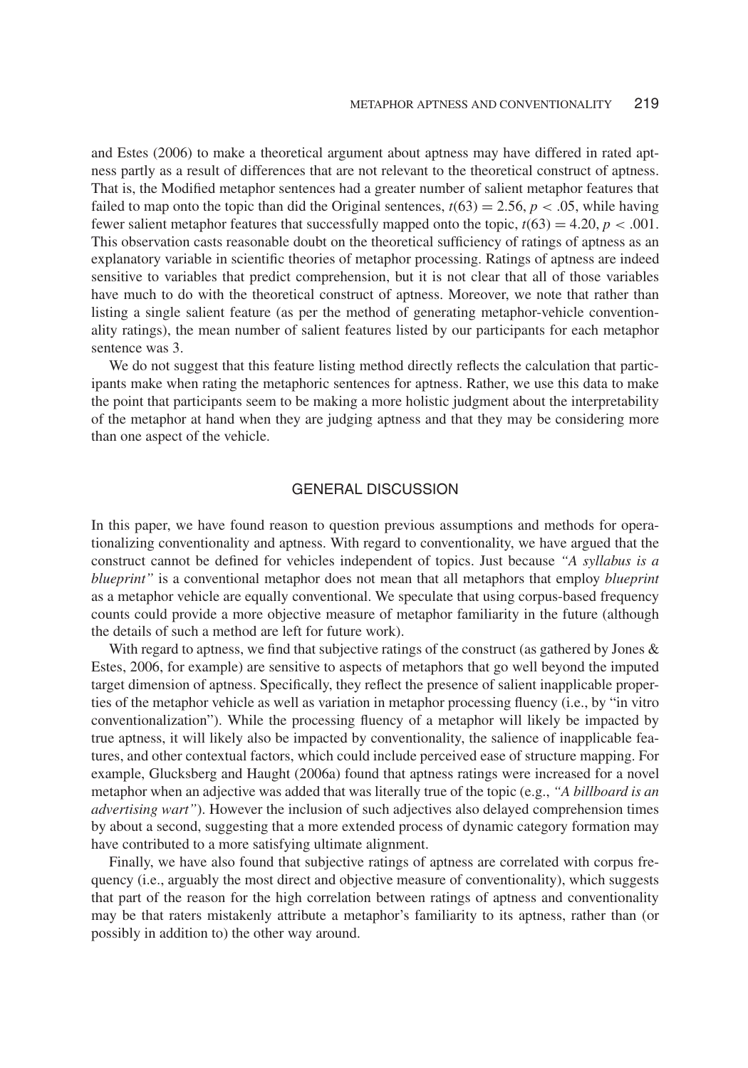and Estes (2006) to make a theoretical argument about aptness may have differed in rated aptness partly as a result of differences that are not relevant to the theoretical construct of aptness. That is, the Modified metaphor sentences had a greater number of salient metaphor features that failed to map onto the topic than did the Original sentences, $t(63) = 2.56$, $p < .05$, while having fewer salient metaphor features that successfully mapped onto the topic, $t(63) = 4.20$, $p < .001$. This observation casts reasonable doubt on the theoretical sufficiency of ratings of aptness as an explanatory variable in scientific theories of metaphor processing. Ratings of aptness are indeed sensitive to variables that predict comprehension, but it is not clear that all of those variables have much to do with the theoretical construct of aptness. Moreover, we note that rather than listing a single salient feature (as per the method of generating metaphor-vehicle conventionality ratings), the mean number of salient features listed by our participants for each metaphor sentence was 3.

We do not suggest that this feature listing method directly reflects the calculation that participants make when rating the metaphoric sentences for aptness. Rather, we use this data to make the point that participants seem to be making a more holistic judgment about the interpretability of the metaphor at hand when they are judging aptness and that they may be considering more than one aspect of the vehicle.

## GENERAL DISCUSSION

In this paper, we have found reason to question previous assumptions and methods for operationalizing conventionality and aptness. With regard to conventionality, we have argued that the construct cannot be defined for vehicles independent of topics. Just because *"A syllabus is a blueprint"* is a conventional metaphor does not mean that all metaphors that employ *blueprint* as a metaphor vehicle are equally conventional. We speculate that using corpus-based frequency counts could provide a more objective measure of metaphor familiarity in the future (although the details of such a method are left for future work).

With regard to aptness, we find that subjective ratings of the construct (as gathered by Jones & Estes, 2006, for example) are sensitive to aspects of metaphors that go well beyond the imputed target dimension of aptness. Specifically, they reflect the presence of salient inapplicable properties of the metaphor vehicle as well as variation in metaphor processing fluency (i.e., by "in vitro conventionalization"). While the processing fluency of a metaphor will likely be impacted by true aptness, it will likely also be impacted by conventionality, the salience of inapplicable features, and other contextual factors, which could include perceived ease of structure mapping. For example, Glucksberg and Haught (2006a) found that aptness ratings were increased for a novel metaphor when an adjective was added that was literally true of the topic (e.g., *"A billboard is an advertising wart"*). However the inclusion of such adjectives also delayed comprehension times by about a second, suggesting that a more extended process of dynamic category formation may have contributed to a more satisfying ultimate alignment.

Finally, we have also found that subjective ratings of aptness are correlated with corpus frequency (i.e., arguably the most direct and objective measure of conventionality), which suggests that part of the reason for the high correlation between ratings of aptness and conventionality may be that raters mistakenly attribute a metaphor's familiarity to its aptness, rather than (or possibly in addition to) the other way around.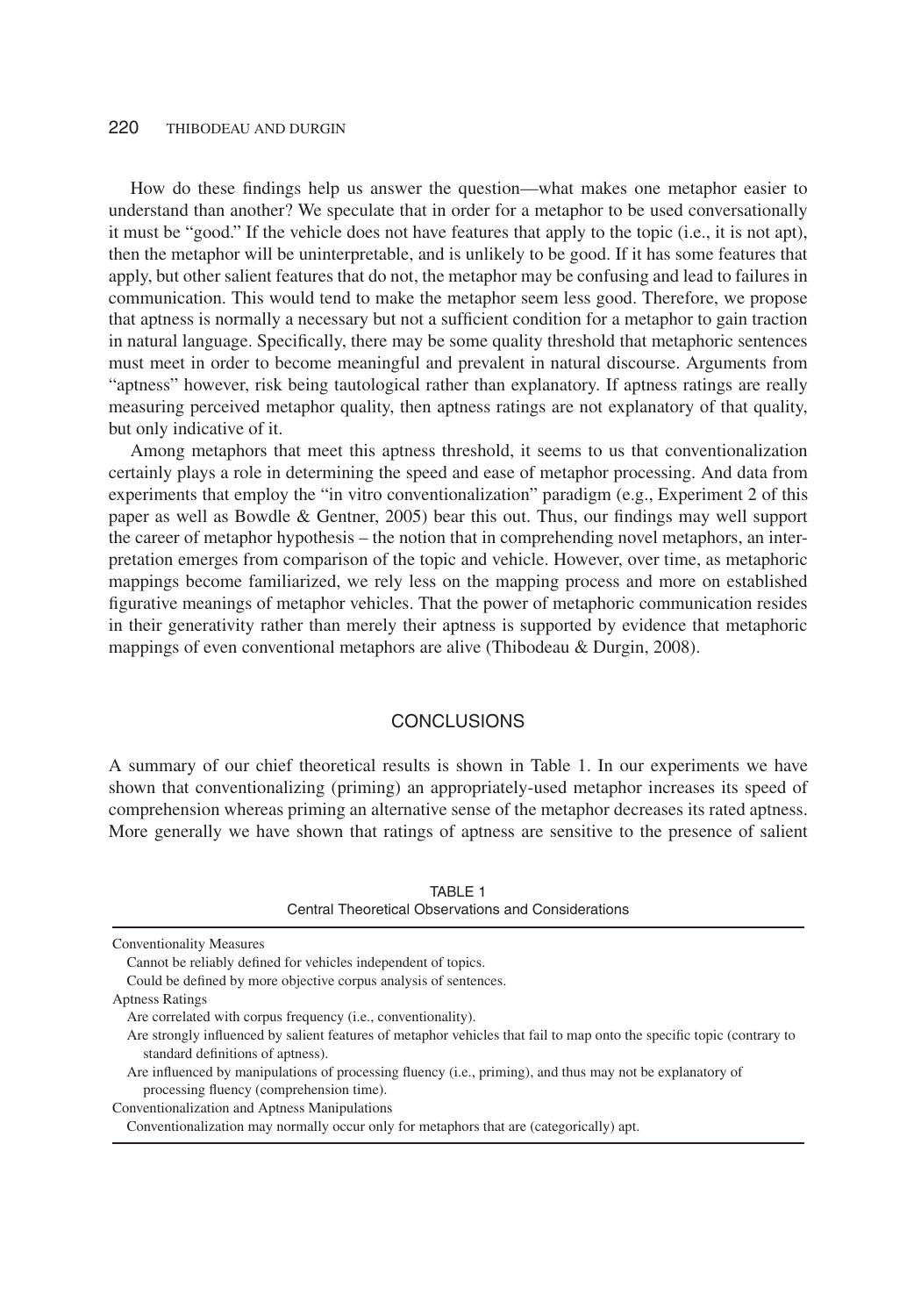How do these findings help us answer the question—what makes one metaphor easier to understand than another? We speculate that in order for a metaphor to be used conversationally it must be "good." If the vehicle does not have features that apply to the topic (i.e., it is not apt), then the metaphor will be uninterpretable, and is unlikely to be good. If it has some features that apply, but other salient features that do not, the metaphor may be confusing and lead to failures in communication. This would tend to make the metaphor seem less good. Therefore, we propose that aptness is normally a necessary but not a sufficient condition for a metaphor to gain traction in natural language. Specifically, there may be some quality threshold that metaphoric sentences must meet in order to become meaningful and prevalent in natural discourse. Arguments from "aptness" however, risk being tautological rather than explanatory. If aptness ratings are really measuring perceived metaphor quality, then aptness ratings are not explanatory of that quality, but only indicative of it.

Among metaphors that meet this aptness threshold, it seems to us that conventionalization certainly plays a role in determining the speed and ease of metaphor processing. And data from experiments that employ the "in vitro conventionalization" paradigm (e.g., Experiment 2 of this paper as well as Bowdle & Gentner, 2005) bear this out. Thus, our findings may well support the career of metaphor hypothesis – the notion that in comprehending novel metaphors, an interpretation emerges from comparison of the topic and vehicle. However, over time, as metaphoric mappings become familiarized, we rely less on the mapping process and more on established figurative meanings of metaphor vehicles. That the power of metaphoric communication resides in their generativity rather than merely their aptness is supported by evidence that metaphoric mappings of even conventional metaphors are alive (Thibodeau & Durgin, 2008).

## CONCLUSIONS

A summary of our chief theoretical results is shown in Table 1. In our experiments we have shown that conventionalizing (priming) an appropriately-used metaphor increases its speed of comprehension whereas priming an alternative sense of the metaphor decreases its rated aptness. More generally we have shown that ratings of aptness are sensitive to the presence of salient

TABLE 1
Central Theoretical Observations and Considerations

| |
|---|
| Conventionality Measures |
| Cannot be reliably defined for vehicles independent of topics. |
| Could be defined by more objective corpus analysis of sentences. |
| Aptness Ratings |
| Are correlated with corpus frequency (i.e., conventionality). |
| Are strongly influenced by salient features of metaphor vehicles that fail to map onto the specific topic (contrary to standard definitions of aptness). |
| Are influenced by manipulations of processing fluency (i.e., priming), and thus may not be explanatory of processing fluency (comprehension time). |
| Conventionalization and Aptness Manipulations |
| Conventionalization may normally occur only for metaphors that are (categorically) apt. |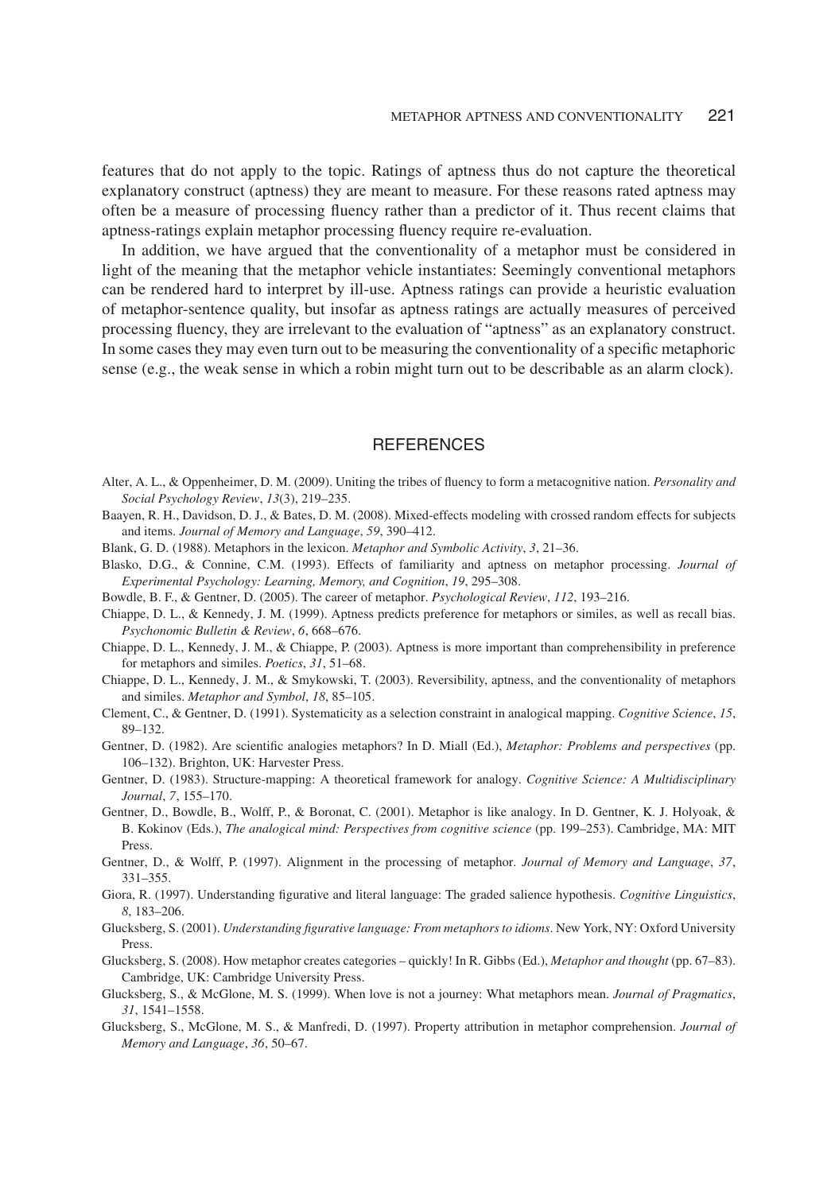features that do not apply to the topic. Ratings of aptness thus do not capture the theoretical explanatory construct (aptness) they are meant to measure. For these reasons rated aptness may often be a measure of processing fluency rather than a predictor of it. Thus recent claims that aptness-ratings explain metaphor processing fluency require re-evaluation.

In addition, we have argued that the conventionality of a metaphor must be considered in light of the meaning that the metaphor vehicle instantiates: Seemingly conventional metaphors can be rendered hard to interpret by ill-use. Aptness ratings can provide a heuristic evaluation of metaphor-sentence quality, but insofar as aptness ratings are actually measures of perceived processing fluency, they are irrelevant to the evaluation of "aptness" as an explanatory construct. In some cases they may even turn out to be measuring the conventionality of a specific metaphoric sense (e.g., the weak sense in which a robin might turn out to be describable as an alarm clock).

## REFERENCES

Alter, A. L., & Oppenheimer, D. M. (2009). Uniting the tribes of fluency to form a metacognitive nation. *Personality and Social Psychology Review*, *13*(3), 219–235.

Baayen, R. H., Davidson, D. J., & Bates, D. M. (2008). Mixed-effects modeling with crossed random effects for subjects and items. *Journal of Memory and Language*, *59*, 390–412.

Blank, G. D. (1988). Metaphors in the lexicon. *Metaphor and Symbolic Activity*, *3*, 21–36.

Blasko, D.G., & Connine, C.M. (1993). Effects of familiarity and aptness on metaphor processing. *Journal of Experimental Psychology: Learning, Memory, and Cognition*, *19*, 295–308.

Bowdle, B. F., & Gentner, D. (2005). The career of metaphor. *Psychological Review*, *112*, 193–216.

Chiappe, D. L., & Kennedy, J. M. (1999). Aptness predicts preference for metaphors or similes, as well as recall bias. *Psychonomic Bulletin & Review*, *6*, 668–676.

Chiappe, D. L., Kennedy, J. M., & Chiappe, P. (2003). Aptness is more important than comprehensibility in preference for metaphors and similes. *Poetics*, *31*, 51–68.

Chiappe, D. L., Kennedy, J. M., & Smykowski, T. (2003). Reversibility, aptness, and the conventionality of metaphors and similes. *Metaphor and Symbol*, *18*, 85–105.

Clement, C., & Gentner, D. (1991). Systematicity as a selection constraint in analogical mapping. *Cognitive Science*, *15*, 89–132.

Gentner, D. (1982). Are scientific analogies metaphors? In D. Miall (Ed.), *Metaphor: Problems and perspectives* (pp. 106–132). Brighton, UK: Harvester Press.

Gentner, D. (1983). Structure-mapping: A theoretical framework for analogy. *Cognitive Science: A Multidisciplinary Journal*, *7*, 155–170.

Gentner, D., Bowdle, B., Wolff, P., & Boronat, C. (2001). Metaphor is like analogy. In D. Gentner, K. J. Holyoak, & B. Kokinov (Eds.), *The analogical mind: Perspectives from cognitive science* (pp. 199–253). Cambridge, MA: MIT Press.

Gentner, D., & Wolff, P. (1997). Alignment in the processing of metaphor. *Journal of Memory and Language*, *37*, 331–355.

Giora, R. (1997). Understanding figurative and literal language: The graded salience hypothesis. *Cognitive Linguistics*, *8*, 183–206.

Glucksberg, S. (2001). *Understanding figurative language: From metaphors to idioms*. New York, NY: Oxford University Press.

Glucksberg, S. (2008). How metaphor creates categories – quickly! In R. Gibbs (Ed.), *Metaphor and thought* (pp. 67–83). Cambridge, UK: Cambridge University Press.

Glucksberg, S., & McGlone, M. S. (1999). When love is not a journey: What metaphors mean. *Journal of Pragmatics*, *31*, 1541–1558.

Glucksberg, S., McGlone, M. S., & Manfredi, D. (1997). Property attribution in metaphor comprehension. *Journal of Memory and Language*, *36*, 50–67.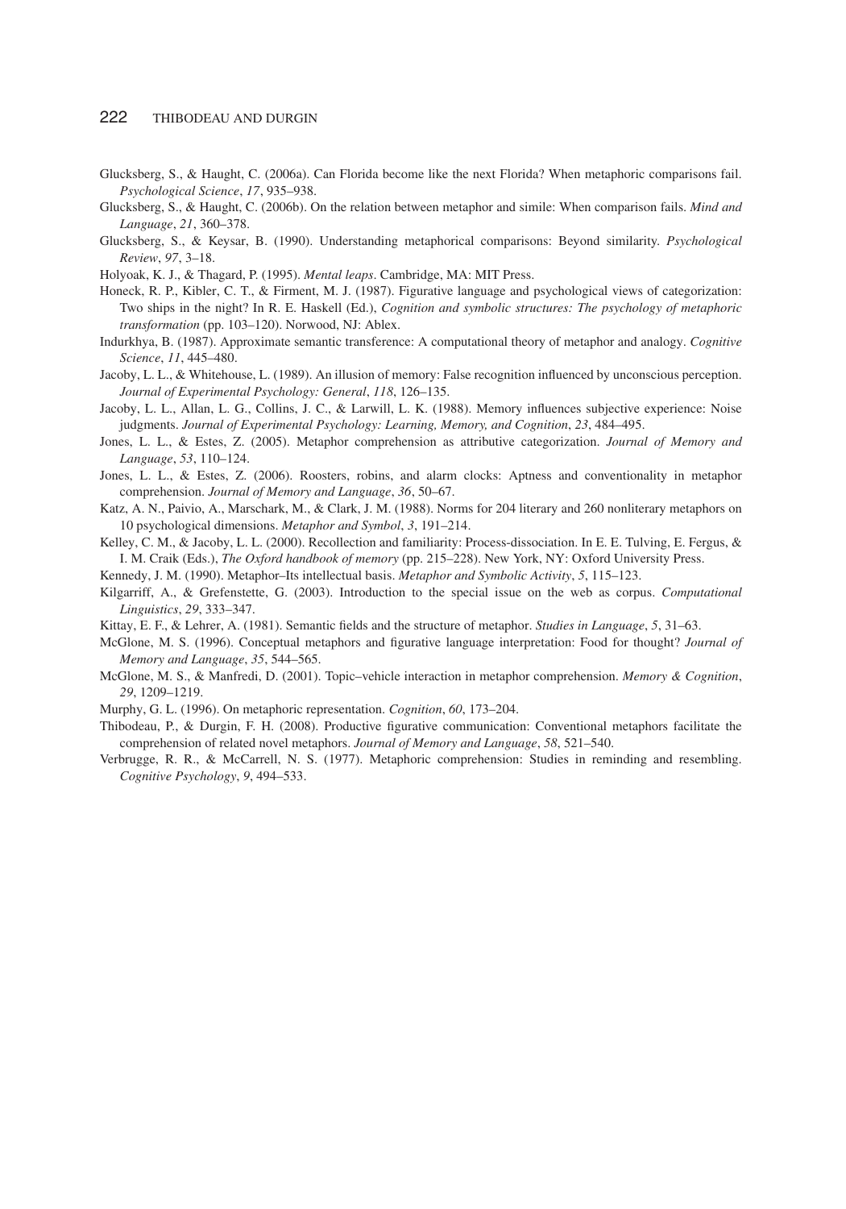Glucksberg, S., & Haught, C. (2006a). Can Florida become like the next Florida? When metaphoric comparisons fail. *Psychological Science*, *17*, 935–938.

Glucksberg, S., & Haught, C. (2006b). On the relation between metaphor and simile: When comparison fails. *Mind and Language*, *21*, 360–378.

Glucksberg, S., & Keysar, B. (1990). Understanding metaphorical comparisons: Beyond similarity. *Psychological Review*, *97*, 3–18.

Holyoak, K. J., & Thagard, P. (1995). *Mental leaps*. Cambridge, MA: MIT Press.

Honeck, R. P., Kibler, C. T., & Firment, M. J. (1987). Figurative language and psychological views of categorization: Two ships in the night? In R. E. Haskell (Ed.), *Cognition and symbolic structures: The psychology of metaphoric transformation* (pp. 103–120). Norwood, NJ: Ablex.

Indurkhya, B. (1987). Approximate semantic transference: A computational theory of metaphor and analogy. *Cognitive Science*, *11*, 445–480.

Jacoby, L. L., & Whitehouse, L. (1989). An illusion of memory: False recognition influenced by unconscious perception. *Journal of Experimental Psychology: General*, *118*, 126–135.

Jacoby, L. L., Allan, L. G., Collins, J. C., & Larwill, L. K. (1988). Memory influences subjective experience: Noise judgments. *Journal of Experimental Psychology: Learning, Memory, and Cognition*, *23*, 484–495.

Jones, L. L., & Estes, Z. (2005). Metaphor comprehension as attributive categorization. *Journal of Memory and Language*, *53*, 110–124.

Jones, L. L., & Estes, Z. (2006). Roosters, robins, and alarm clocks: Aptness and conventionality in metaphor comprehension. *Journal of Memory and Language*, *36*, 50–67.

Katz, A. N., Paivio, A., Marschark, M., & Clark, J. M. (1988). Norms for 204 literary and 260 nonliterary metaphors on 10 psychological dimensions. *Metaphor and Symbol*, *3*, 191–214.

Kelley, C. M., & Jacoby, L. L. (2000). Recollection and familiarity: Process-dissociation. In E. E. Tulving, E. Fergus, & I. M. Craik (Eds.), *The Oxford handbook of memory* (pp. 215–228). New York, NY: Oxford University Press.

Kennedy, J. M. (1990). Metaphor–Its intellectual basis. *Metaphor and Symbolic Activity*, *5*, 115–123.

Kilgarriff, A., & Grefenstette, G. (2003). Introduction to the special issue on the web as corpus. *Computational Linguistics*, *29*, 333–347.

Kittay, E. F., & Lehrer, A. (1981). Semantic fields and the structure of metaphor. *Studies in Language*, *5*, 31–63.

McGlone, M. S. (1996). Conceptual metaphors and figurative language interpretation: Food for thought? *Journal of Memory and Language*, *35*, 544–565.

McGlone, M. S., & Manfredi, D. (2001). Topic–vehicle interaction in metaphor comprehension. *Memory & Cognition*, *29*, 1209–1219.

Murphy, G. L. (1996). On metaphoric representation. *Cognition*, *60*, 173–204.

Thibodeau, P., & Durgin, F. H. (2008). Productive figurative communication: Conventional metaphors facilitate the comprehension of related novel metaphors. *Journal of Memory and Language*, *58*, 521–540.

Verbrugge, R. R., & McCarrell, N. S. (1977). Metaphoric comprehension: Studies in reminding and resembling. *Cognitive Psychology*, *9*, 494–533.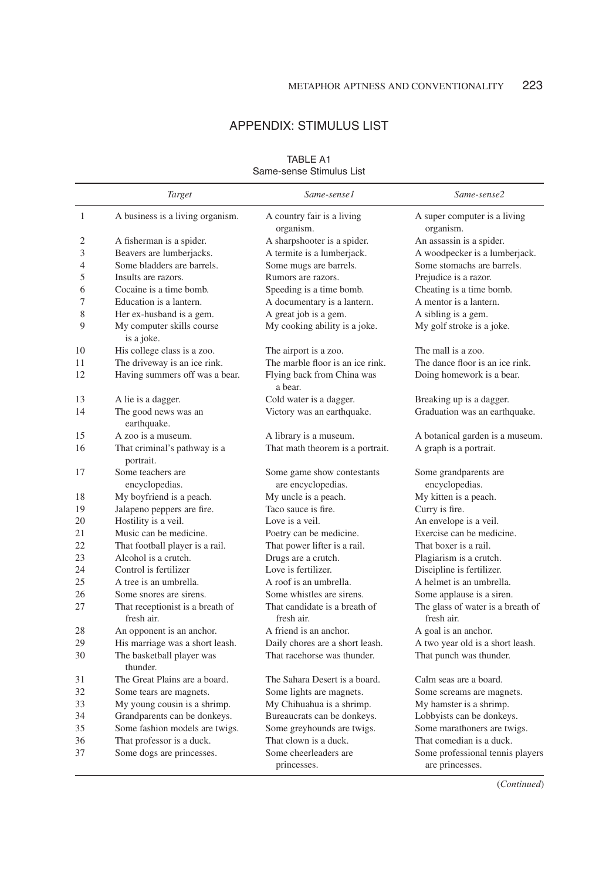## APPENDIX: STIMULUS LIST

TABLE A1
Same-sense Stimulus List

| | *Target* | *Same-sense1* | *Same-sense2* |
|---|---|---|---|
| 1 | A business is a living organism. | A country fair is a living organism. | A super computer is a living organism. |
| 2 | A fisherman is a spider. | A sharpshooter is a spider. | An assassin is a spider. |
| 3 | Beavers are lumberjacks. | A termite is a lumberjack. | A woodpecker is a lumberjack. |
| 4 | Some bladders are barrels. | Some mugs are barrels. | Some stomachs are barrels. |
| 5 | Insults are razors. | Rumors are razors. | Prejudice is a razor. |
| 6 | Cocaine is a time bomb. | Speeding is a time bomb. | Cheating is a time bomb. |
| 7 | Education is a lantern. | A documentary is a lantern. | A mentor is a lantern. |
| 8 | Her ex-husband is a gem. | A great job is a gem. | A sibling is a gem. |
| 9 | My computer skills course is a joke. | My cooking ability is a joke. | My golf stroke is a joke. |
| 10 | His college class is a zoo. | The airport is a zoo. | The mall is a zoo. |
| 11 | The driveway is an ice rink. | The marble floor is an ice rink. | The dance floor is an ice rink. |
| 12 | Having summers off was a bear. | Flying back from China was a bear. | Doing homework is a bear. |
| 13 | A lie is a dagger. | Cold water is a dagger. | Breaking up is a dagger. |
| 14 | The good news was an earthquake. | Victory was an earthquake. | Graduation was an earthquake. |
| 15 | A zoo is a museum. | A library is a museum. | A botanical garden is a museum. |
| 16 | That criminal's pathway is a portrait. | That math theorem is a portrait. | A graph is a portrait. |
| 17 | Some teachers are encyclopedias. | Some game show contestants are encyclopedias. | Some grandparents are encyclopedias. |
| 18 | My boyfriend is a peach. | My uncle is a peach. | My kitten is a peach. |
| 19 | Jalapeno peppers are fire. | Taco sauce is fire. | Curry is fire. |
| 20 | Hostility is a veil. | Love is a veil. | An envelope is a veil. |
| 21 | Music can be medicine. | Poetry can be medicine. | Exercise can be medicine. |
| 22 | That football player is a rail. | That power lifter is a rail. | That boxer is a rail. |
| 23 | Alcohol is a crutch. | Drugs are a crutch. | Plagiarism is a crutch. |
| 24 | Control is fertilizer | Love is fertilizer. | Discipline is fertilizer. |
| 25 | A tree is an umbrella. | A roof is an umbrella. | A helmet is an umbrella. |
| 26 | Some snores are sirens. | Some whistles are sirens. | Some applause is a siren. |
| 27 | That receptionist is a breath of fresh air. | That candidate is a breath of fresh air. | The glass of water is a breath of fresh air. |
| 28 | An opponent is an anchor. | A friend is an anchor. | A goal is an anchor. |
| 29 | His marriage was a short leash. | Daily chores are a short leash. | A two year old is a short leash. |
| 30 | The basketball player was thunder. | That racehorse was thunder. | That punch was thunder. |
| 31 | The Great Plains are a board. | The Sahara Desert is a board. | Calm seas are a board. |
| 32 | Some tears are magnets. | Some lights are magnets. | Some screams are magnets. |
| 33 | My young cousin is a shrimp. | My Chihuahua is a shrimp. | My hamster is a shrimp. |
| 34 | Grandparents can be donkeys. | Bureaucrats can be donkeys. | Lobbyists can be donkeys. |
| 35 | Some fashion models are twigs. | Some greyhounds are twigs. | Some marathoners are twigs. |
| 36 | That professor is a duck. | That clown is a duck. | That comedian is a duck. |
| 37 | Some dogs are princesses. | Some cheerleaders are princesses. | Some professional tennis players are princesses. |

(*Continued*)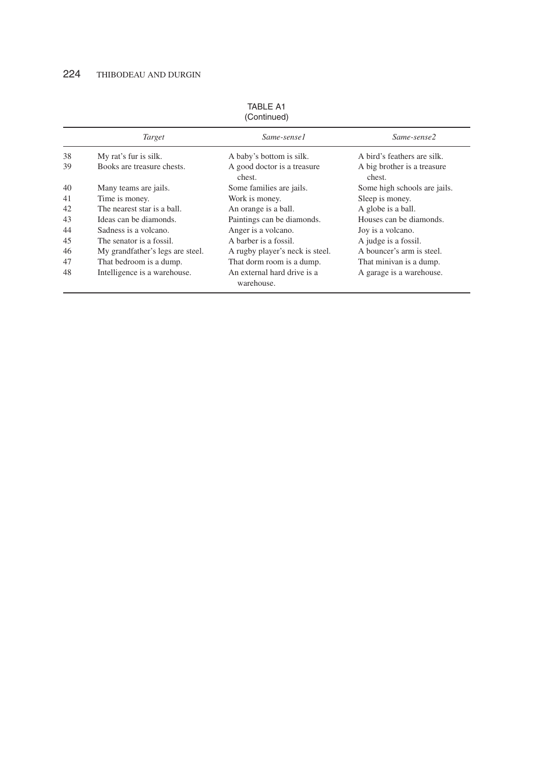TABLE A1
(Continued)

| | *Target* | *Same-sense1* | *Same-sense2* |
|---|---|---|---|
| 38 | My rat's fur is silk. | A baby's bottom is silk. | A bird's feathers are silk. |
| 39 | Books are treasure chests. | A good doctor is a treasure chest. | A big brother is a treasure chest. |
| 40 | Many teams are jails. | Some families are jails. | Some high schools are jails. |
| 41 | Time is money. | Work is money. | Sleep is money. |
| 42 | The nearest star is a ball. | An orange is a ball. | A globe is a ball. |
| 43 | Ideas can be diamonds. | Paintings can be diamonds. | Houses can be diamonds. |
| 44 | Sadness is a volcano. | Anger is a volcano. | Joy is a volcano. |
| 45 | The senator is a fossil. | A barber is a fossil. | A judge is a fossil. |
| 46 | My grandfather's legs are steel. | A rugby player's neck is steel. | A bouncer's arm is steel. |
| 47 | That bedroom is a dump. | That dorm room is a dump. | That minivan is a dump. |
| 48 | Intelligence is a warehouse. | An external hard drive is a warehouse. | A garage is a warehouse. |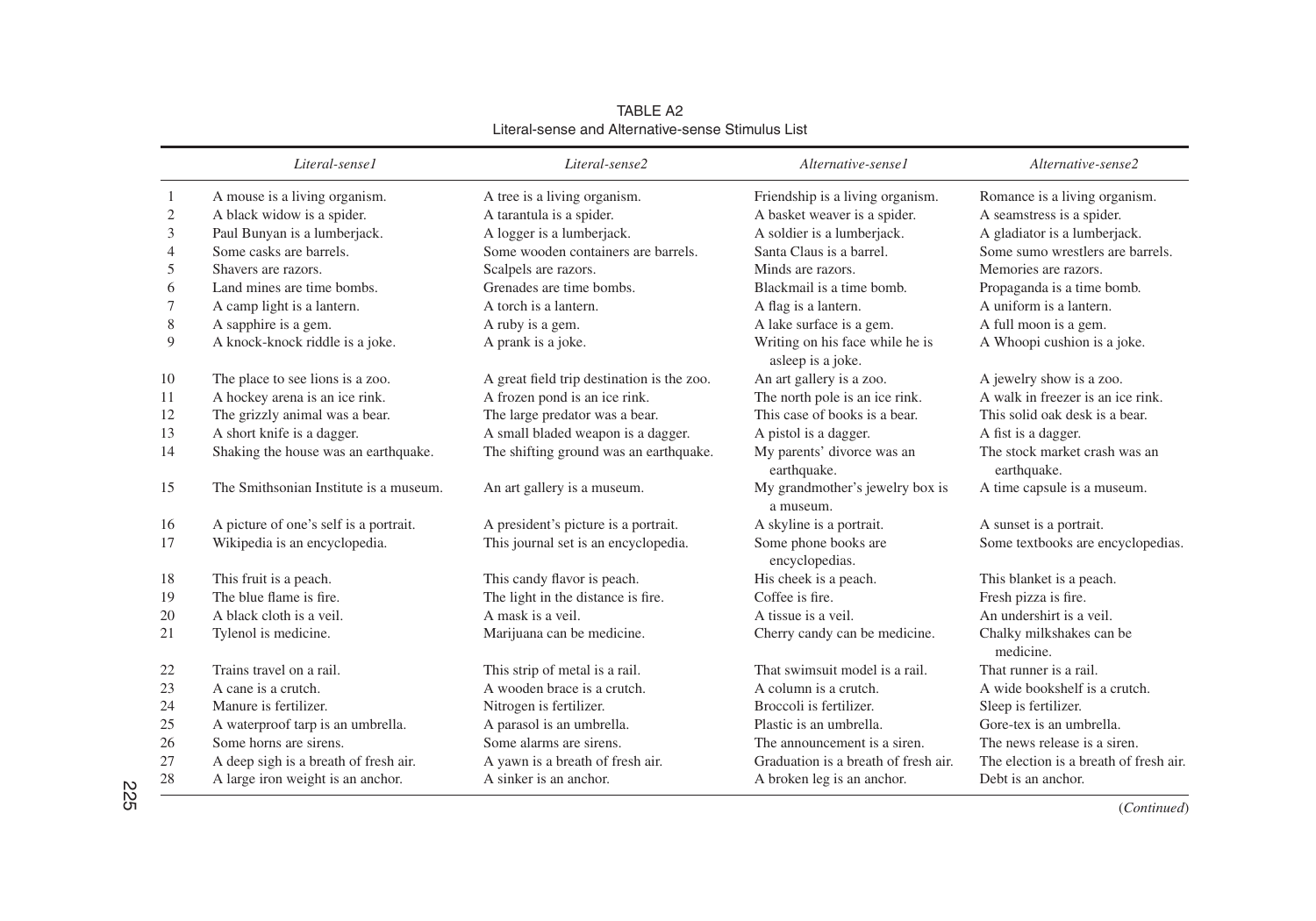TABLE A2
Literal-sense and Alternative-sense Stimulus List

| | *Literal-sense1* | *Literal-sense2* | *Alternative-sense1* | *Alternative-sense2* |
|---|---|---|---|---|
| 1 | A mouse is a living organism. | A tree is a living organism. | Friendship is a living organism. | Romance is a living organism. |
| 2 | A black widow is a spider. | A tarantula is a spider. | A basket weaver is a spider. | A seamstress is a spider. |
| 3 | Paul Bunyan is a lumberjack. | A logger is a lumberjack. | A soldier is a lumberjack. | A gladiator is a lumberjack. |
| 4 | Some casks are barrels. | Some wooden containers are barrels. | Santa Claus is a barrel. | Some sumo wrestlers are barrels. |
| 5 | Shavers are razors. | Scalpels are razors. | Minds are razors. | Memories are razors. |
| 6 | Land mines are time bombs. | Grenades are time bombs. | Blackmail is a time bomb. | Propaganda is a time bomb. |
| 7 | A camp light is a lantern. | A torch is a lantern. | A flag is a lantern. | A uniform is a lantern. |
| 8 | A sapphire is a gem. | A ruby is a gem. | A lake surface is a gem. | A full moon is a gem. |
| 9 | A knock-knock riddle is a joke. | A prank is a joke. | Writing on his face while he is asleep is a joke. | A Whoopi cushion is a joke. |
| 10 | The place to see lions is a zoo. | A great field trip destination is the zoo. | An art gallery is a zoo. | A jewelry show is a zoo. |
| 11 | A hockey arena is an ice rink. | A frozen pond is an ice rink. | The north pole is an ice rink. | A walk in freezer is an ice rink. |
| 12 | The grizzly animal was a bear. | The large predator was a bear. | This case of books is a bear. | This solid oak desk is a bear. |
| 13 | A short knife is a dagger. | A small bladed weapon is a dagger. | A pistol is a dagger. | A fist is a dagger. |
| 14 | Shaking the house was an earthquake. | The shifting ground was an earthquake. | My parents' divorce was an earthquake. | The stock market crash was an earthquake. |
| 15 | The Smithsonian Institute is a museum. | An art gallery is a museum. | My grandmother's jewelry box is a museum. | A time capsule is a museum. |
| 16 | A picture of one's self is a portrait. | A president's picture is a portrait. | A skyline is a portrait. | A sunset is a portrait. |
| 17 | Wikipedia is an encyclopedia. | This journal set is an encyclopedia. | Some phone books are encyclopedias. | Some textbooks are encyclopedias. |
| 18 | This fruit is a peach. | This candy flavor is peach. | His cheek is a peach. | This blanket is a peach. |
| 19 | The blue flame is fire. | The light in the distance is fire. | Coffee is fire. | Fresh pizza is fire. |
| 20 | A black cloth is a veil. | A mask is a veil. | A tissue is a veil. | An undershirt is a veil. |
| 21 | Tylenol is medicine. | Marijuana can be medicine. | Cherry candy can be medicine. | Chalky milkshakes can be medicine. |
| 22 | Trains travel on a rail. | This strip of metal is a rail. | That swimsuit model is a rail. | That runner is a rail. |
| 23 | A cane is a crutch. | A wooden brace is a crutch. | A column is a crutch. | A wide bookshelf is a crutch. |
| 24 | Manure is fertilizer. | Nitrogen is fertilizer. | Broccoli is fertilizer. | Sleep is fertilizer. |
| 25 | A waterproof tarp is an umbrella. | A parasol is an umbrella. | Plastic is an umbrella. | Gore-tex is an umbrella. |
| 26 | Some horns are sirens. | Some alarms are sirens. | The announcement is a siren. | The news release is a siren. |
| 27 | A deep sigh is a breath of fresh air. | A yawn is a breath of fresh air. | Graduation is a breath of fresh air. | The election is a breath of fresh air. |
| 28 | A large iron weight is an anchor. | A sinker is an anchor. | A broken leg is an anchor. | Debt is an anchor. |

(*Continued*)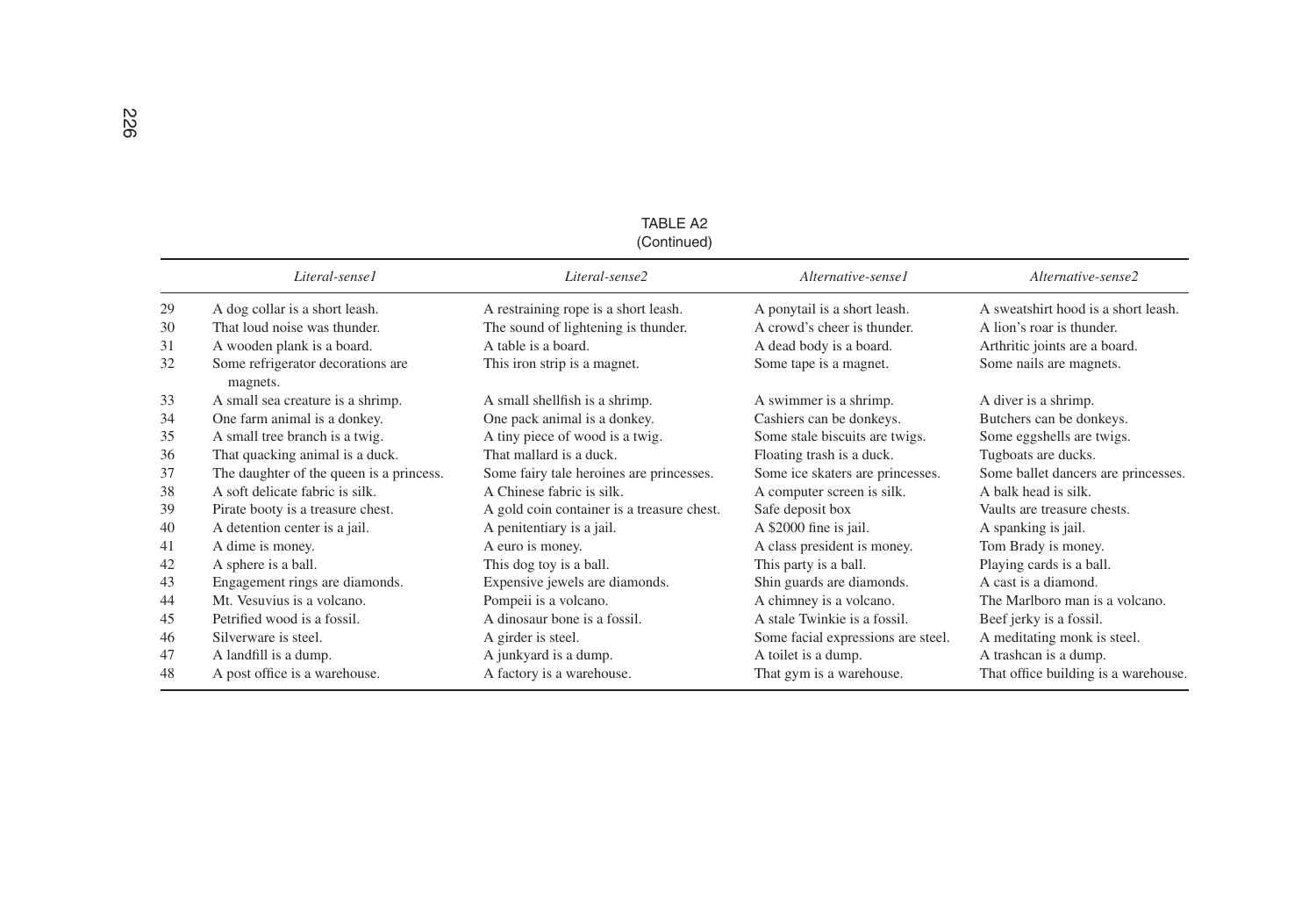TABLE A2
(Continued)

| | *Literal-sense1* | *Literal-sense2* | *Alternative-sense1* | *Alternative-sense2* |
|---|---|---|---|---|
| 29 | A dog collar is a short leash. | A restraining rope is a short leash. | A ponytail is a short leash. | A sweatshirt hood is a short leash. |
| 30 | That loud noise was thunder. | The sound of lightening is thunder. | A crowd's cheer is thunder. | A lion's roar is thunder. |
| 31 | A wooden plank is a board. | A table is a board. | A dead body is a board. | Arthritic joints are a board. |
| 32 | Some refrigerator decorations are magnets. | This iron strip is a magnet. | Some tape is a magnet. | Some nails are magnets. |
| 33 | A small sea creature is a shrimp. | A small shellfish is a shrimp. | A swimmer is a shrimp. | A diver is a shrimp. |
| 34 | One farm animal is a donkey. | One pack animal is a donkey. | Cashiers can be donkeys. | Butchers can be donkeys. |
| 35 | A small tree branch is a twig. | A tiny piece of wood is a twig. | Some stale biscuits are twigs. | Some eggshells are twigs. |
| 36 | That quacking animal is a duck. | That mallard is a duck. | Floating trash is a duck. | Tugboats are ducks. |
| 37 | The daughter of the queen is a princess. | Some fairy tale heroines are princesses. | Some ice skaters are princesses. | Some ballet dancers are princesses. |
| 38 | A soft delicate fabric is silk. | A Chinese fabric is silk. | A computer screen is silk. | A balk head is silk. |
| 39 | Pirate booty is a treasure chest. | A gold coin container is a treasure chest. | Safe deposit box | Vaults are treasure chests. |
| 40 | A detention center is a jail. | A penitentiary is a jail. | A $2000 fine is jail. | A spanking is jail. |
| 41 | A dime is money. | A euro is money. | A class president is money. | Tom Brady is money. |
| 42 | A sphere is a ball. | This dog toy is a ball. | This party is a ball. | Playing cards is a ball. |
| 43 | Engagement rings are diamonds. | Expensive jewels are diamonds. | Shin guards are diamonds. | A cast is a diamond. |
| 44 | Mt. Vesuvius is a volcano. | Pompeii is a volcano. | A chimney is a volcano. | The Marlboro man is a volcano. |
| 45 | Petrified wood is a fossil. | A dinosaur bone is a fossil. | A stale Twinkie is a fossil. | Beef jerky is a fossil. |
| 46 | Silverware is steel. | A girder is steel. | Some facial expressions are steel. | A meditating monk is steel. |
| 47 | A landfill is a dump. | A junkyard is a dump. | A toilet is a dump. | A trashcan is a dump. |
| 48 | A post office is a warehouse. | A factory is a warehouse. | That gym is a warehouse. | That office building is a warehouse. |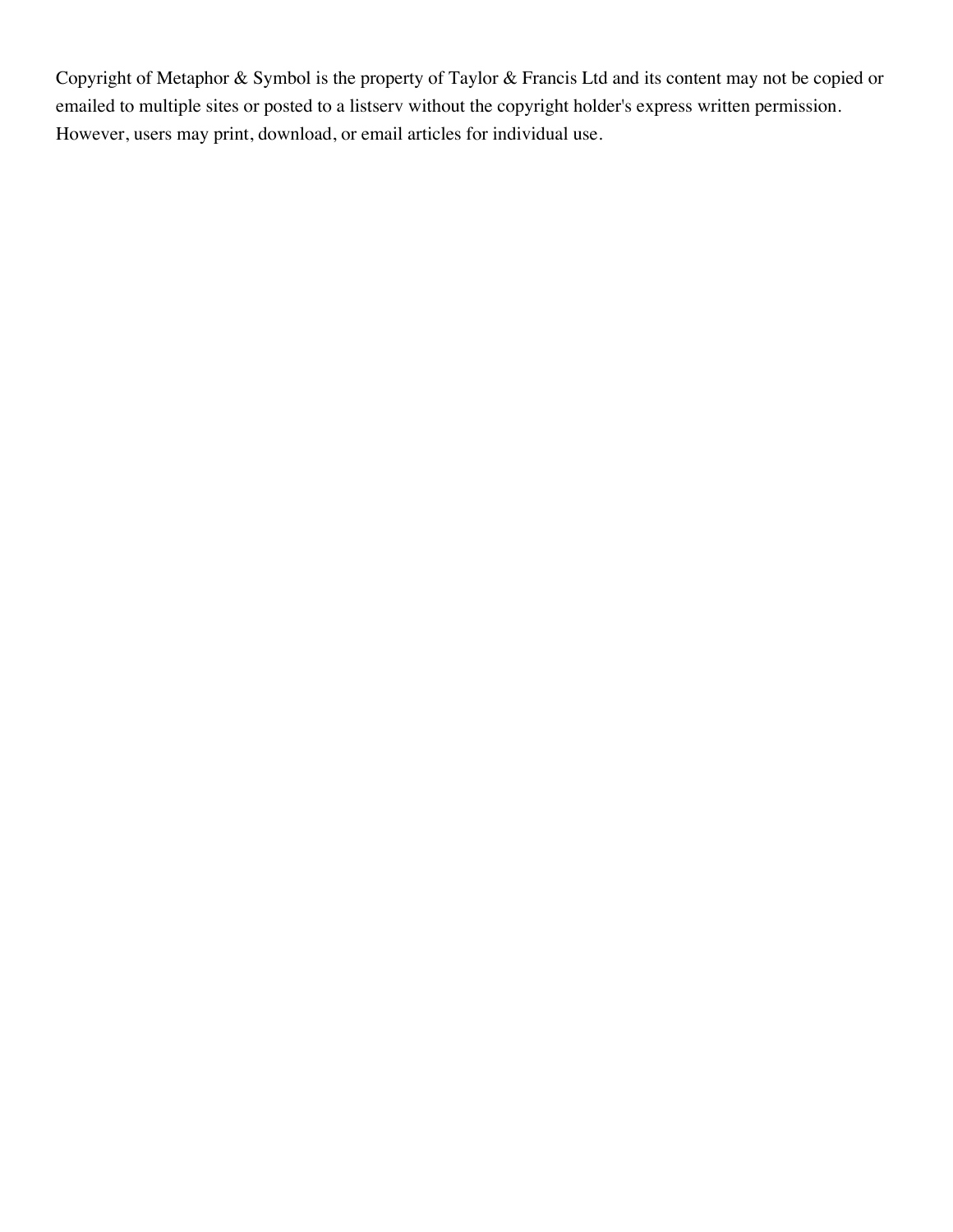Copyright of Metaphor & Symbol is the property of Taylor & Francis Ltd and its content may not be copied or emailed to multiple sites or posted to a listserv without the copyright holder's express written permission. However, users may print, download, or email articles for individual use.